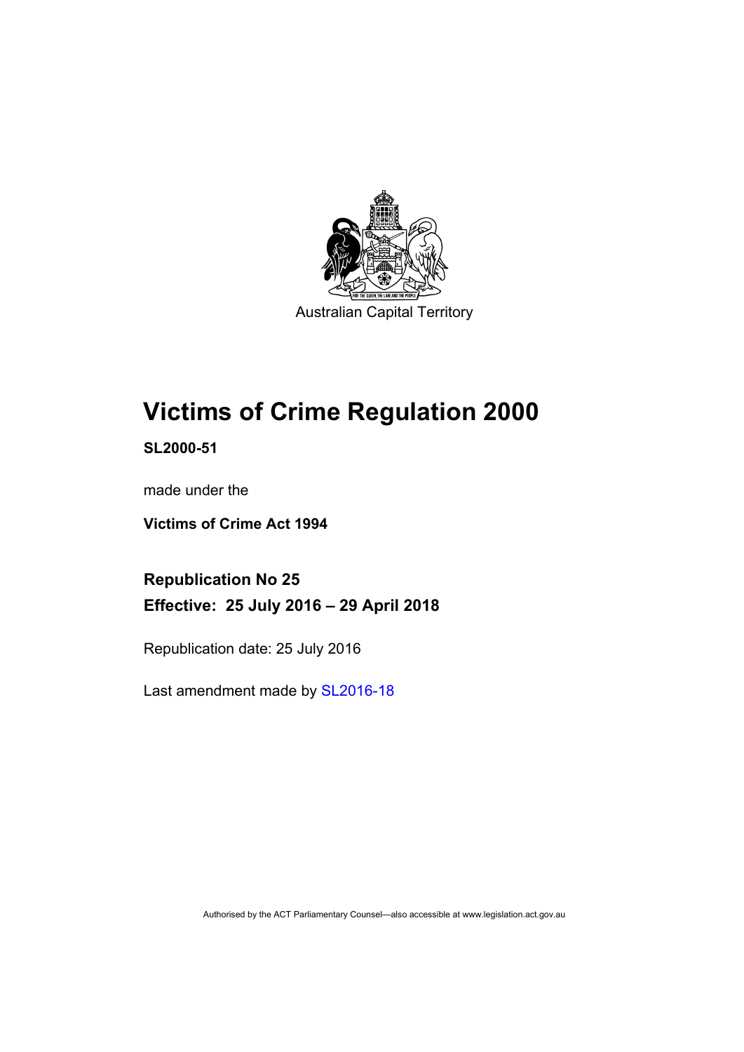Australian Capital Territory

# Victims of Crime Regulation 2000

**SL2000-51**

made under the

**Victims of Crime Act 1994**

## Republication No 25

## Effective: 25 July 2016 – 29 April 2018

Republication date: 25 July 2016

Last amendment made by SL2016-18

Authorised by the ACT Parliamentary Counsel—also accessible at www.legislation.act.gov.au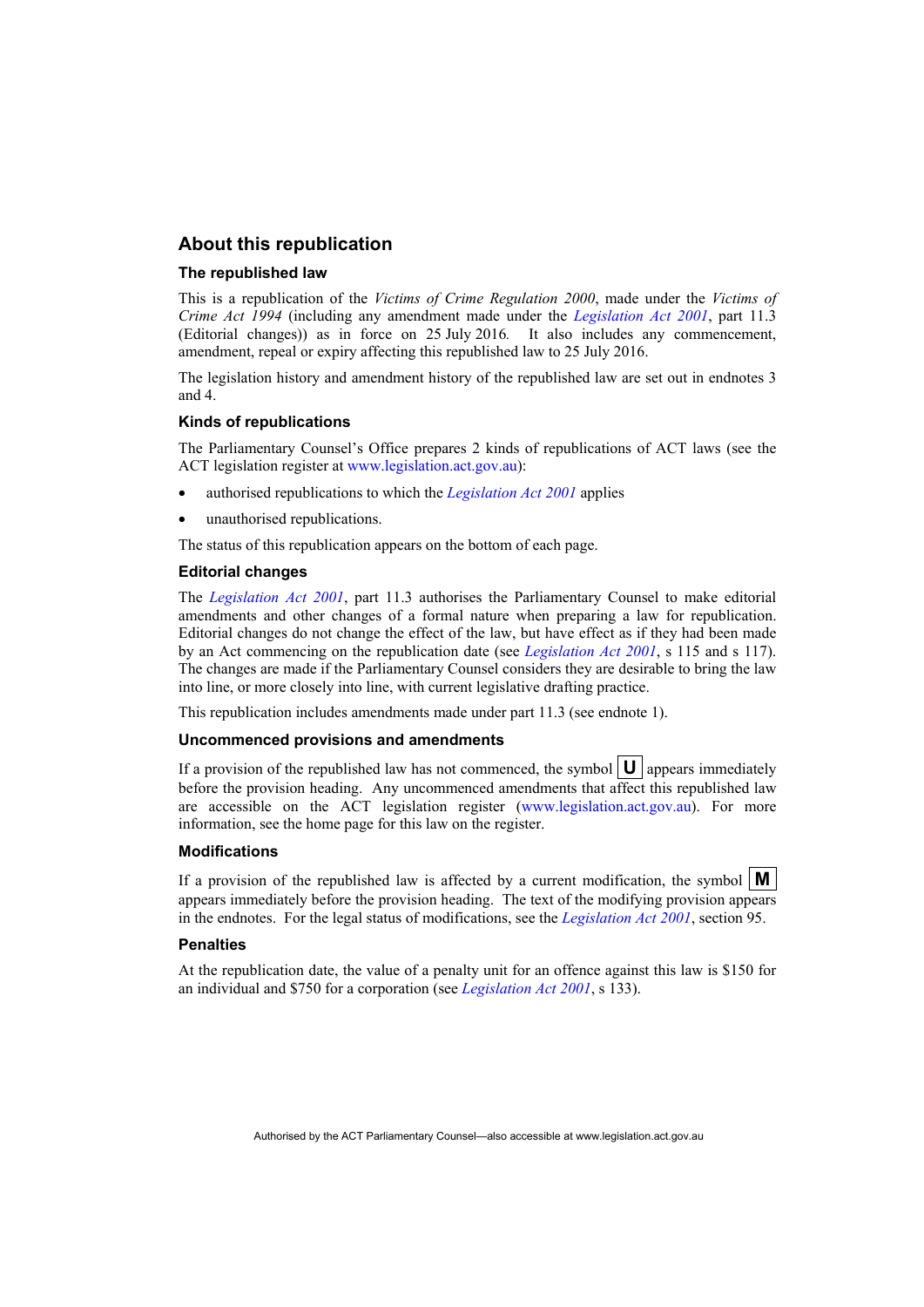## About this republication

### The republished law

This is a republication of the *Victims of Crime Regulation 2000*, made under the *Victims of Crime Act 1994* (including any amendment made under the *Legislation Act 2001*, part 11.3 (Editorial changes)) as in force on 25 July 2016*.* It also includes any commencement, amendment, repeal or expiry affecting this republished law to 25 July 2016.

The legislation history and amendment history of the republished law are set out in endnotes 3 and 4.

### Kinds of republications

The Parliamentary Counsel's Office prepares 2 kinds of republications of ACT laws (see the ACT legislation register at www.legislation.act.gov.au):

- authorised republications to which the *Legislation Act 2001* applies
- unauthorised republications.

The status of this republication appears on the bottom of each page.

### Editorial changes

The *Legislation Act 2001*, part 11.3 authorises the Parliamentary Counsel to make editorial amendments and other changes of a formal nature when preparing a law for republication. Editorial changes do not change the effect of the law, but have effect as if they had been made by an Act commencing on the republication date (see *Legislation Act 2001*, s 115 and s 117). The changes are made if the Parliamentary Counsel considers they are desirable to bring the law into line, or more closely into line, with current legislative drafting practice.

This republication includes amendments made under part 11.3 (see endnote 1).

### Uncommenced provisions and amendments

If a provision of the republished law has not commenced, the symbol **U** appears immediately before the provision heading. Any uncommenced amendments that affect this republished law are accessible on the ACT legislation register (www.legislation.act.gov.au). For more information, see the home page for this law on the register.

### Modifications

If a provision of the republished law is affected by a current modification, the symbol **M** appears immediately before the provision heading. The text of the modifying provision appears in the endnotes. For the legal status of modifications, see the *Legislation Act 2001*, section 95.

### Penalties

At the republication date, the value of a penalty unit for an offence against this law is $150 for an individual and $750 for a corporation (see *Legislation Act 2001*, s 133).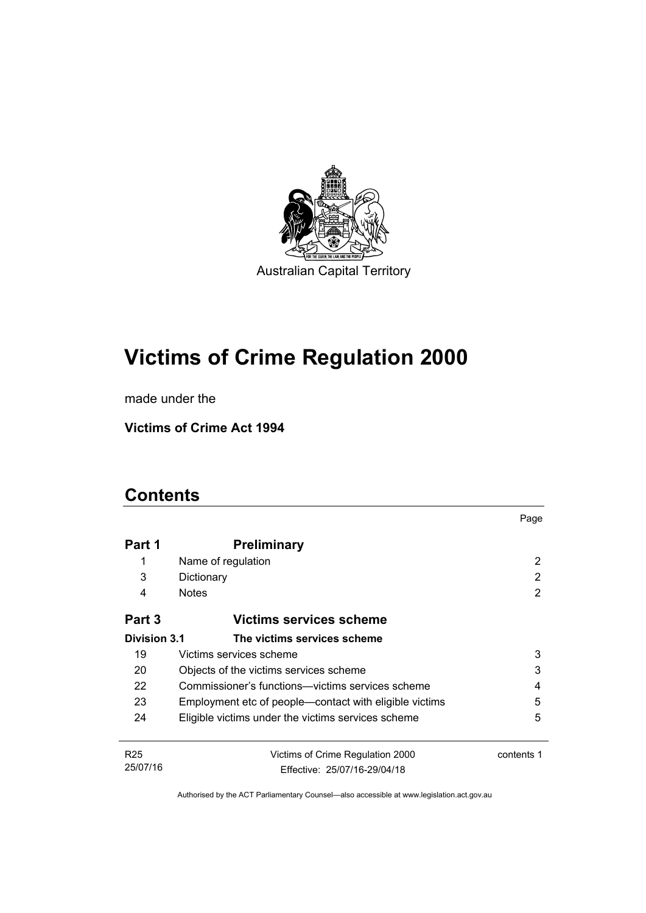Australian Capital Territory

# Victims of Crime Regulation 2000

made under the

**Victims of Crime Act 1994**

## Contents

| | | Page |
|---|---|---|
| **Part 1** | **Preliminary** | |
| 1 | Name of regulation | 2 |
| 3 | Dictionary | 2 |
| 4 | Notes | 2 |
| **Part 3** | **Victims services scheme** | |
| **Division 3.1** | **The victims services scheme** | |
| 19 | Victims services scheme | 3 |
| 20 | Objects of the victims services scheme | 3 |
| 22 | Commissioner's functions—victims services scheme | 4 |
| 23 | Employment etc of people—contact with eligible victims | 5 |
| 24 | Eligible victims under the victims services scheme | 5 |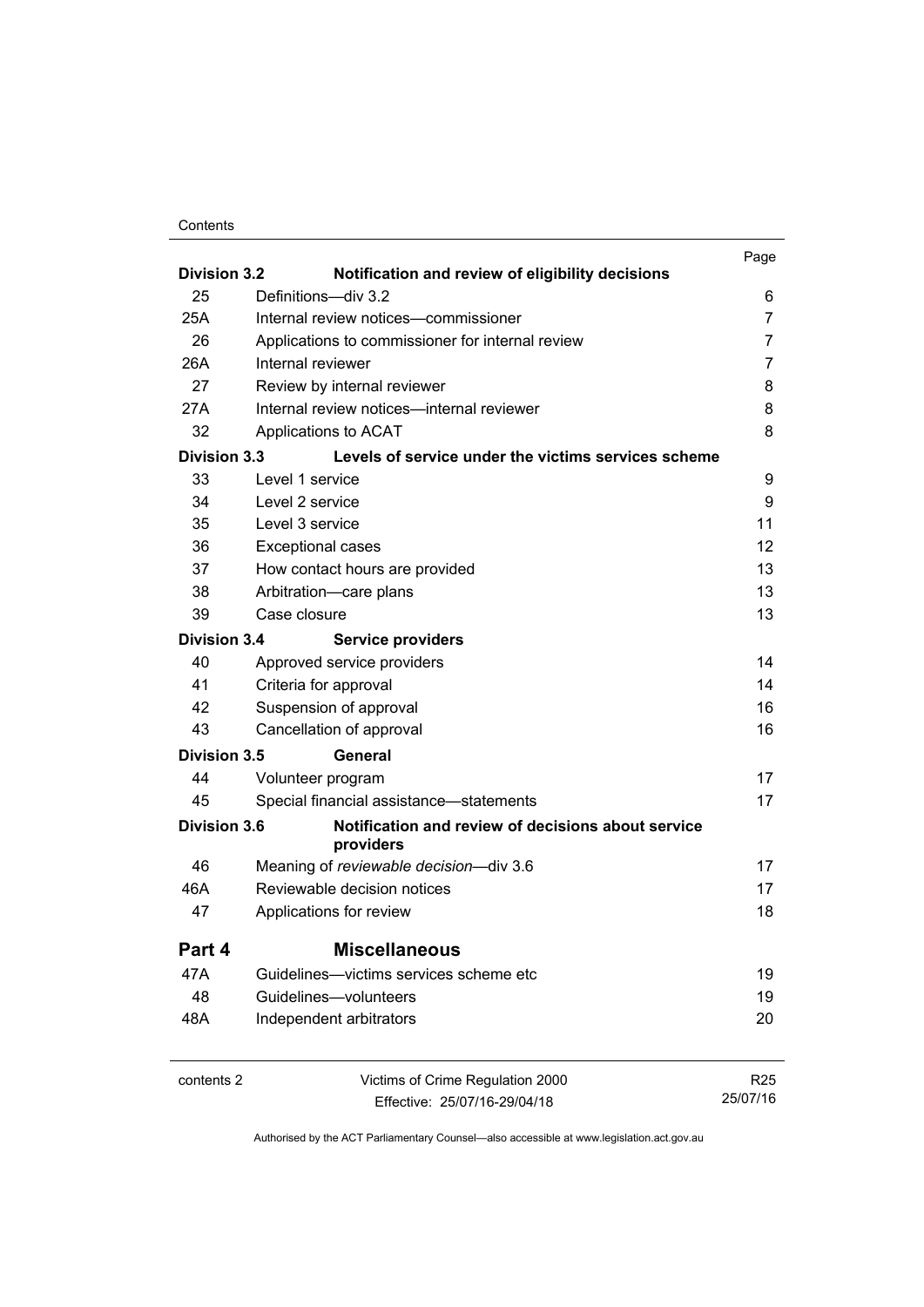| | | Page |
|---|---|---|
| **Division 3.2** | **Notification and review of eligibility decisions** | |
| 25 | Definitions—div 3.2 | 6 |
| 25A | Internal review notices—commissioner | 7 |
| 26 | Applications to commissioner for internal review | 7 |
| 26A | Internal reviewer | 7 |
| 27 | Review by internal reviewer | 8 |
| 27A | Internal review notices—internal reviewer | 8 |
| 32 | Applications to ACAT | 8 |
| **Division 3.3** | **Levels of service under the victims services scheme** | |
| 33 | Level 1 service | 9 |
| 34 | Level 2 service | 9 |
| 35 | Level 3 service | 11 |
| 36 | Exceptional cases | 12 |
| 37 | How contact hours are provided | 13 |
| 38 | Arbitration—care plans | 13 |
| 39 | Case closure | 13 |
| **Division 3.4** | **Service providers** | |
| 40 | Approved service providers | 14 |
| 41 | Criteria for approval | 14 |
| 42 | Suspension of approval | 16 |
| 43 | Cancellation of approval | 16 |
| **Division 3.5** | **General** | |
| 44 | Volunteer program | 17 |
| 45 | Special financial assistance—statements | 17 |
| **Division 3.6** | **Notification and review of decisions about service providers** | |
| 46 | Meaning of *reviewable decision*—div 3.6 | 17 |
| 46A | Reviewable decision notices | 17 |
| 47 | Applications for review | 18 |
| **Part 4** | **Miscellaneous** | |
| 47A | Guidelines—victims services scheme etc | 19 |
| 48 | Guidelines—volunteers | 19 |
| 48A | Independent arbitrators | 20 |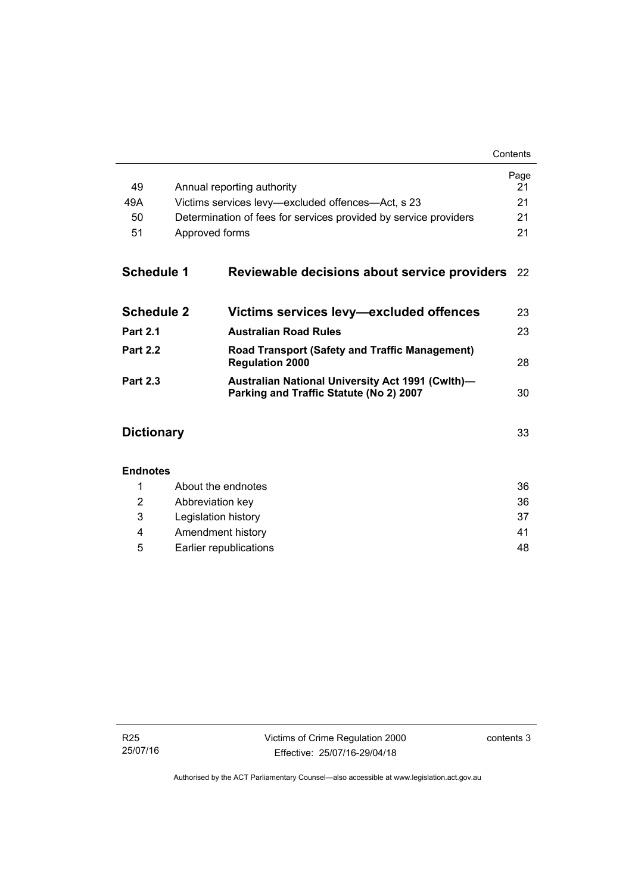| | | Page |
|---|---|---|
| 49 | Annual reporting authority | 21 |
| 49A | Victims services levy—excluded offences—Act, s 23 | 21 |
| 50 | Determination of fees for services provided by service providers | 21 |
| 51 | Approved forms | 21 |

| | | |
|---|---|---|
| **Schedule 1** | **Reviewable decisions about service providers** | 22 |
| **Schedule 2** | **Victims services levy—excluded offences** | 23 |
| **Part 2.1** | **Australian Road Rules** | 23 |
| **Part 2.2** | **Road Transport (Safety and Traffic Management) Regulation 2000** | 28 |
| **Part 2.3** | **Australian National University Act 1991 (Cwlth)—Parking and Traffic Statute (No 2) 2007** | 30 |
| **Dictionary** | | 33 |

**Endnotes**

| | | |
|---|---|---|
| 1 | About the endnotes | 36 |
| 2 | Abbreviation key | 36 |
| 3 | Legislation history | 37 |
| 4 | Amendment history | 41 |
| 5 | Earlier republications | 48 |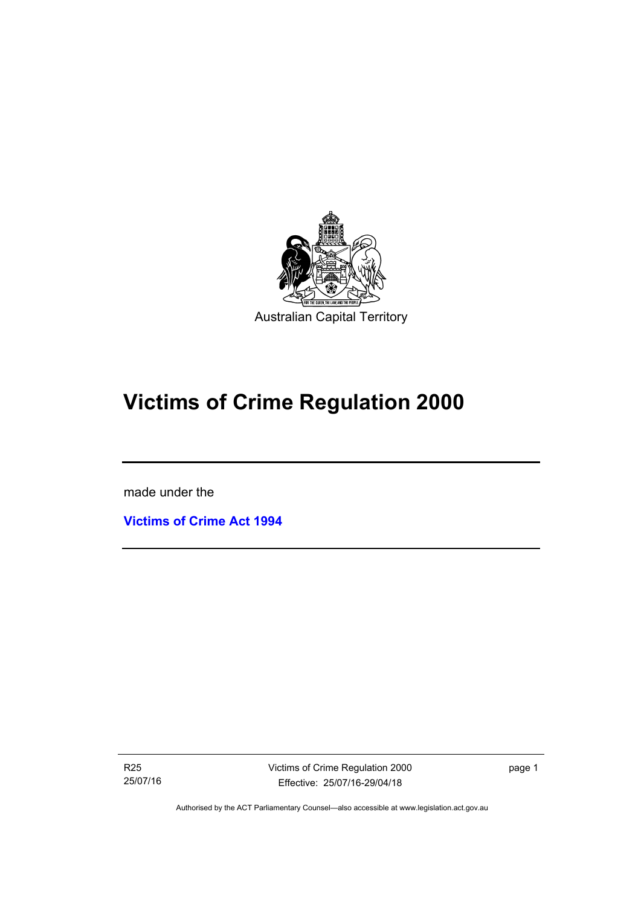Australian Capital Territory

# Victims of Crime Regulation 2000

made under the

**Victims of Crime Act 1994**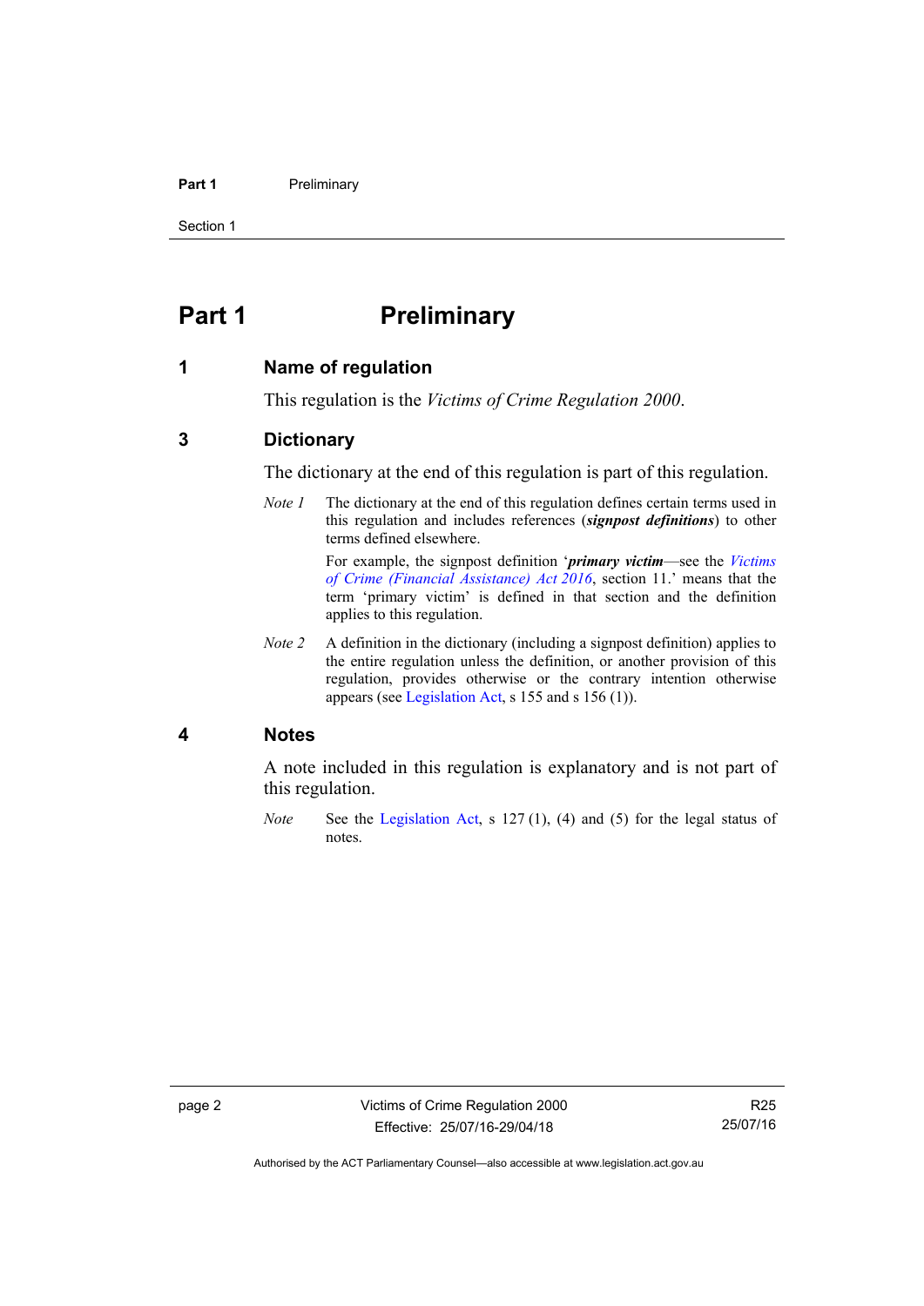# Part 1 Preliminary

## 1 Name of regulation

This regulation is the *Victims of Crime Regulation 2000*.

## 3 Dictionary

The dictionary at the end of this regulation is part of this regulation.

*Note 1* The dictionary at the end of this regulation defines certain terms used in this regulation and includes references (***signpost definitions***) to other terms defined elsewhere.

For example, the signpost definition '***primary victim***—see the *Victims of Crime (Financial Assistance) Act 2016*, section 11.' means that the term 'primary victim' is defined in that section and the definition applies to this regulation.

*Note 2* A definition in the dictionary (including a signpost definition) applies to the entire regulation unless the definition, or another provision of this regulation, provides otherwise or the contrary intention otherwise appears (see Legislation Act, s 155 and s 156 (1)).

## 4 Notes

A note included in this regulation is explanatory and is not part of this regulation.

*Note* See the Legislation Act, s 127 (1), (4) and (5) for the legal status of notes.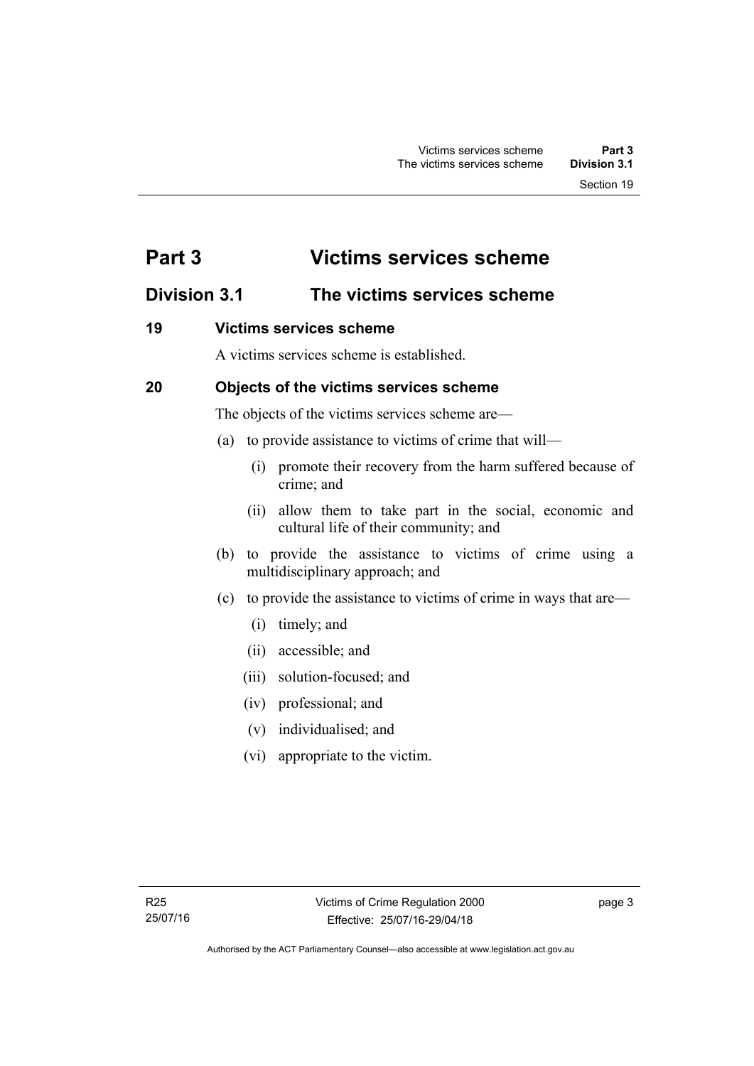# Part 3 Victims services scheme

## Division 3.1 The victims services scheme

### 19 Victims services scheme

A victims services scheme is established.

### 20 Objects of the victims services scheme

The objects of the victims services scheme are—

(a) to provide assistance to victims of crime that will—

(i) promote their recovery from the harm suffered because of crime; and

(ii) allow them to take part in the social, economic and cultural life of their community; and

(b) to provide the assistance to victims of crime using a multidisciplinary approach; and

(c) to provide the assistance to victims of crime in ways that are—

(i) timely; and

(ii) accessible; and

(iii) solution-focused; and

(iv) professional; and

(v) individualised; and

(vi) appropriate to the victim.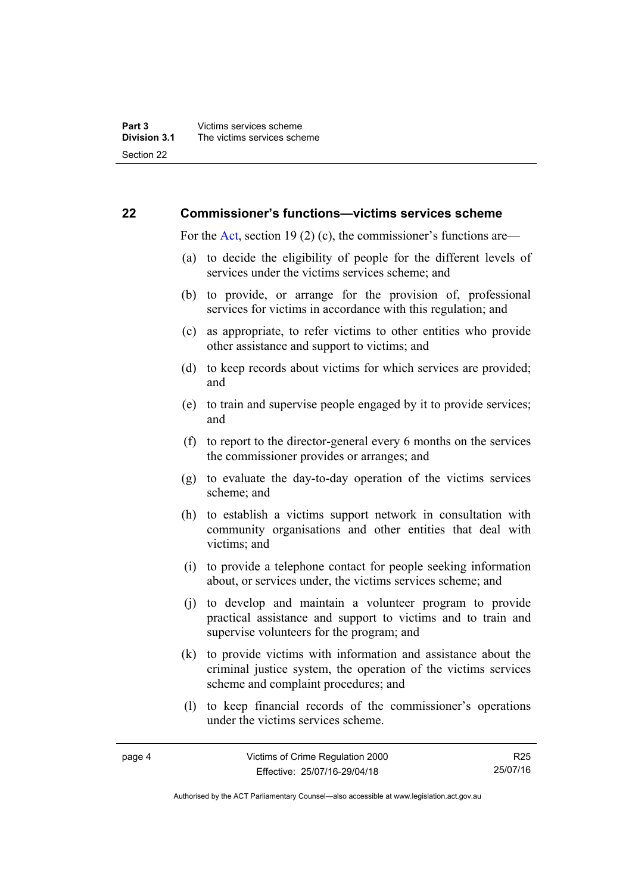## 22 Commissioner's functions—victims services scheme

For the Act, section 19 (2) (c), the commissioner's functions are—

(a) to decide the eligibility of people for the different levels of services under the victims services scheme; and

(b) to provide, or arrange for the provision of, professional services for victims in accordance with this regulation; and

(c) as appropriate, to refer victims to other entities who provide other assistance and support to victims; and

(d) to keep records about victims for which services are provided; and

(e) to train and supervise people engaged by it to provide services; and

(f) to report to the director-general every 6 months on the services the commissioner provides or arranges; and

(g) to evaluate the day-to-day operation of the victims services scheme; and

(h) to establish a victims support network in consultation with community organisations and other entities that deal with victims; and

(i) to provide a telephone contact for people seeking information about, or services under, the victims services scheme; and

(j) to develop and maintain a volunteer program to provide practical assistance and support to victims and to train and supervise volunteers for the program; and

(k) to provide victims with information and assistance about the criminal justice system, the operation of the victims services scheme and complaint procedures; and

(l) to keep financial records of the commissioner's operations under the victims services scheme.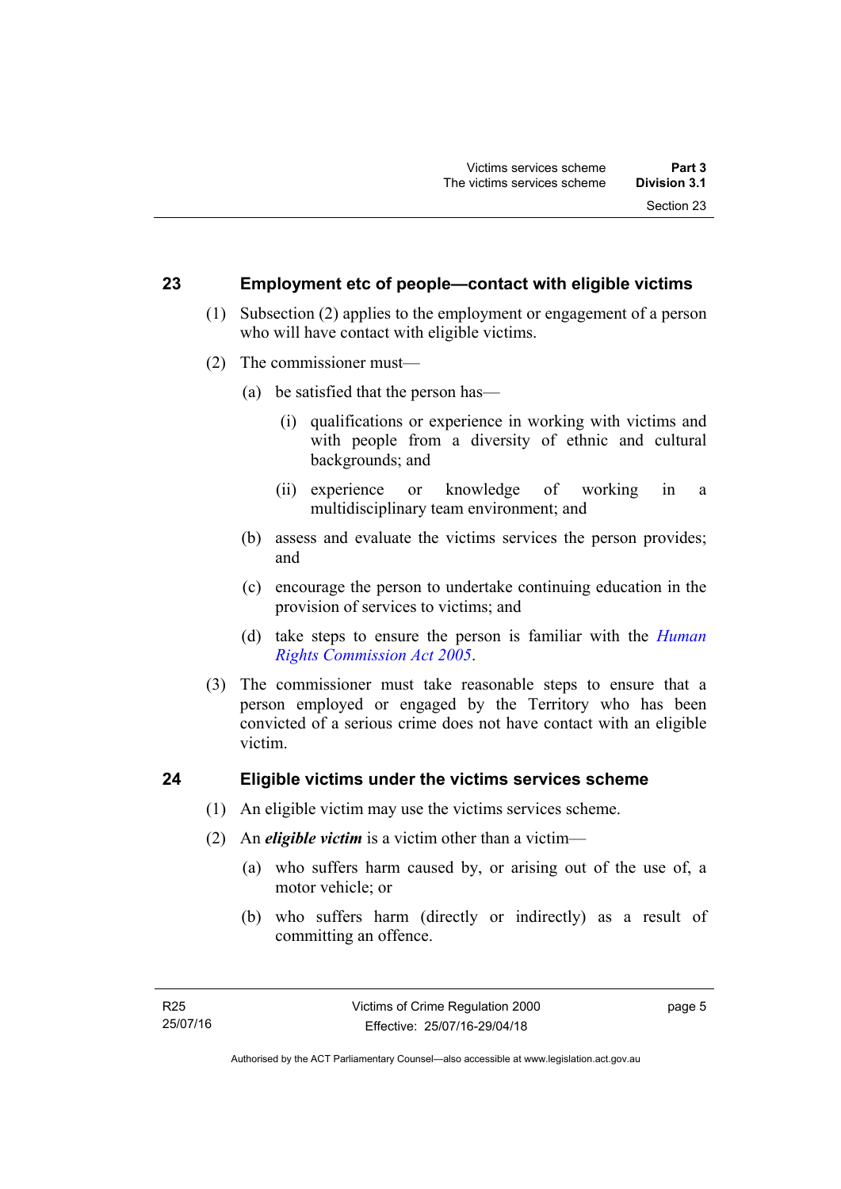## 23 Employment etc of people—contact with eligible victims

(1) Subsection (2) applies to the employment or engagement of a person who will have contact with eligible victims.

(2) The commissioner must—

(a) be satisfied that the person has—

(i) qualifications or experience in working with victims and with people from a diversity of ethnic and cultural backgrounds; and

(ii) experience or knowledge of working in a multidisciplinary team environment; and

(b) assess and evaluate the victims services the person provides; and

(c) encourage the person to undertake continuing education in the provision of services to victims; and

(d) take steps to ensure the person is familiar with the *Human Rights Commission Act 2005*.

(3) The commissioner must take reasonable steps to ensure that a person employed or engaged by the Territory who has been convicted of a serious crime does not have contact with an eligible victim.

## 24 Eligible victims under the victims services scheme

(1) An eligible victim may use the victims services scheme.

(2) An ***eligible victim*** is a victim other than a victim—

(a) who suffers harm caused by, or arising out of the use of, a motor vehicle; or

(b) who suffers harm (directly or indirectly) as a result of committing an offence.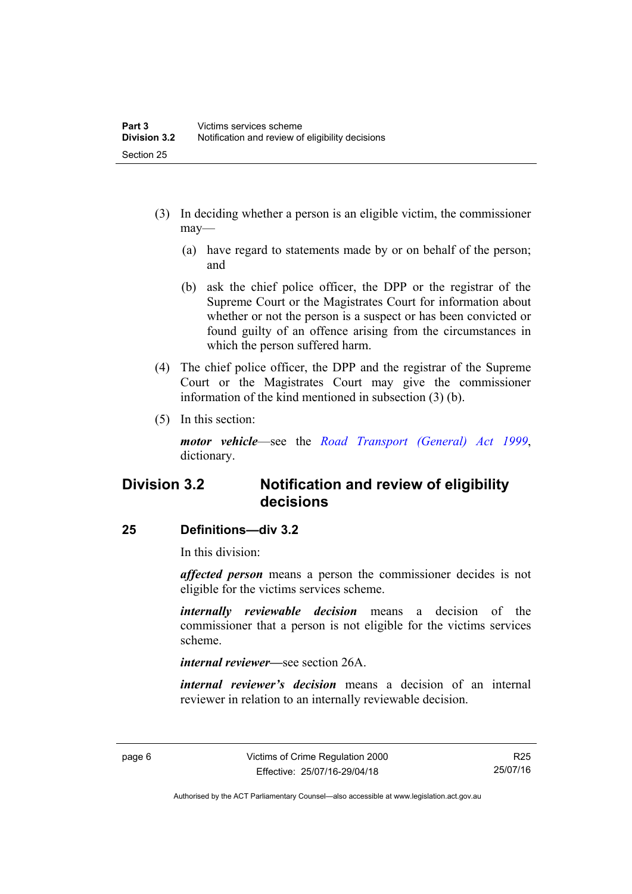(3) In deciding whether a person is an eligible victim, the commissioner may—

(a) have regard to statements made by or on behalf of the person; and

(b) ask the chief police officer, the DPP or the registrar of the Supreme Court or the Magistrates Court for information about whether or not the person is a suspect or has been convicted or found guilty of an offence arising from the circumstances in which the person suffered harm.

(4) The chief police officer, the DPP and the registrar of the Supreme Court or the Magistrates Court may give the commissioner information of the kind mentioned in subsection (3) (b).

(5) In this section:

***motor vehicle***—see the *Road Transport (General) Act 1999*, dictionary.

## Division 3.2 Notification and review of eligibility decisions

### 25 Definitions—div 3.2

In this division:

***affected person*** means a person the commissioner decides is not eligible for the victims services scheme.

***internally reviewable decision*** means a decision of the commissioner that a person is not eligible for the victims services scheme.

***internal reviewer***—see section 26A.

***internal reviewer's decision*** means a decision of an internal reviewer in relation to an internally reviewable decision.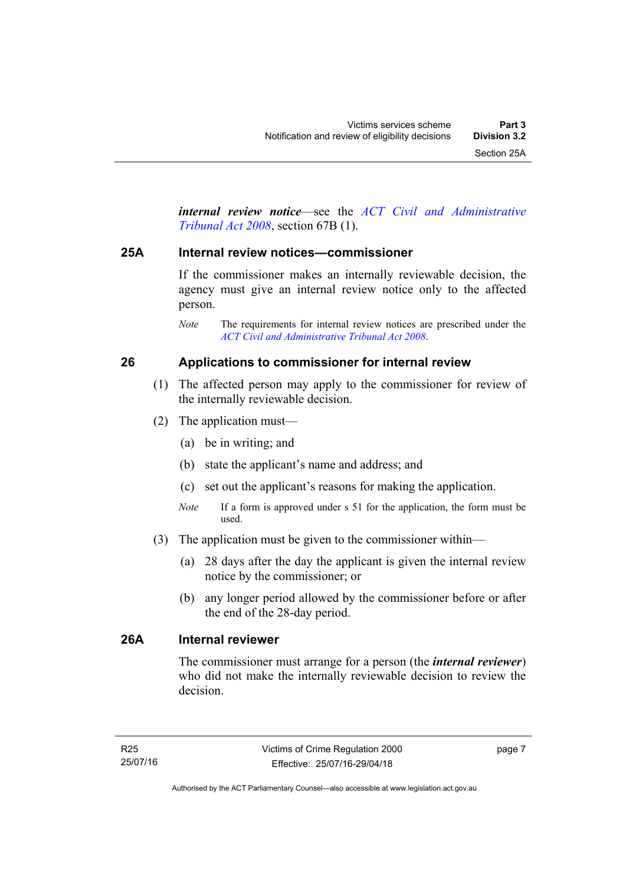***internal review notice***—see the *ACT Civil and Administrative Tribunal Act 2008*, section 67B (1).

## 25A Internal review notices—commissioner

If the commissioner makes an internally reviewable decision, the agency must give an internal review notice only to the affected person.

*Note* The requirements for internal review notices are prescribed under the *ACT Civil and Administrative Tribunal Act 2008*.

## 26 Applications to commissioner for internal review

(1) The affected person may apply to the commissioner for review of the internally reviewable decision.

(2) The application must—

(a) be in writing; and

(b) state the applicant's name and address; and

(c) set out the applicant's reasons for making the application.

*Note* If a form is approved under s 51 for the application, the form must be used.

(3) The application must be given to the commissioner within—

(a) 28 days after the day the applicant is given the internal review notice by the commissioner; or

(b) any longer period allowed by the commissioner before or after the end of the 28-day period.

## 26A Internal reviewer

The commissioner must arrange for a person (the ***internal reviewer***) who did not make the internally reviewable decision to review the decision.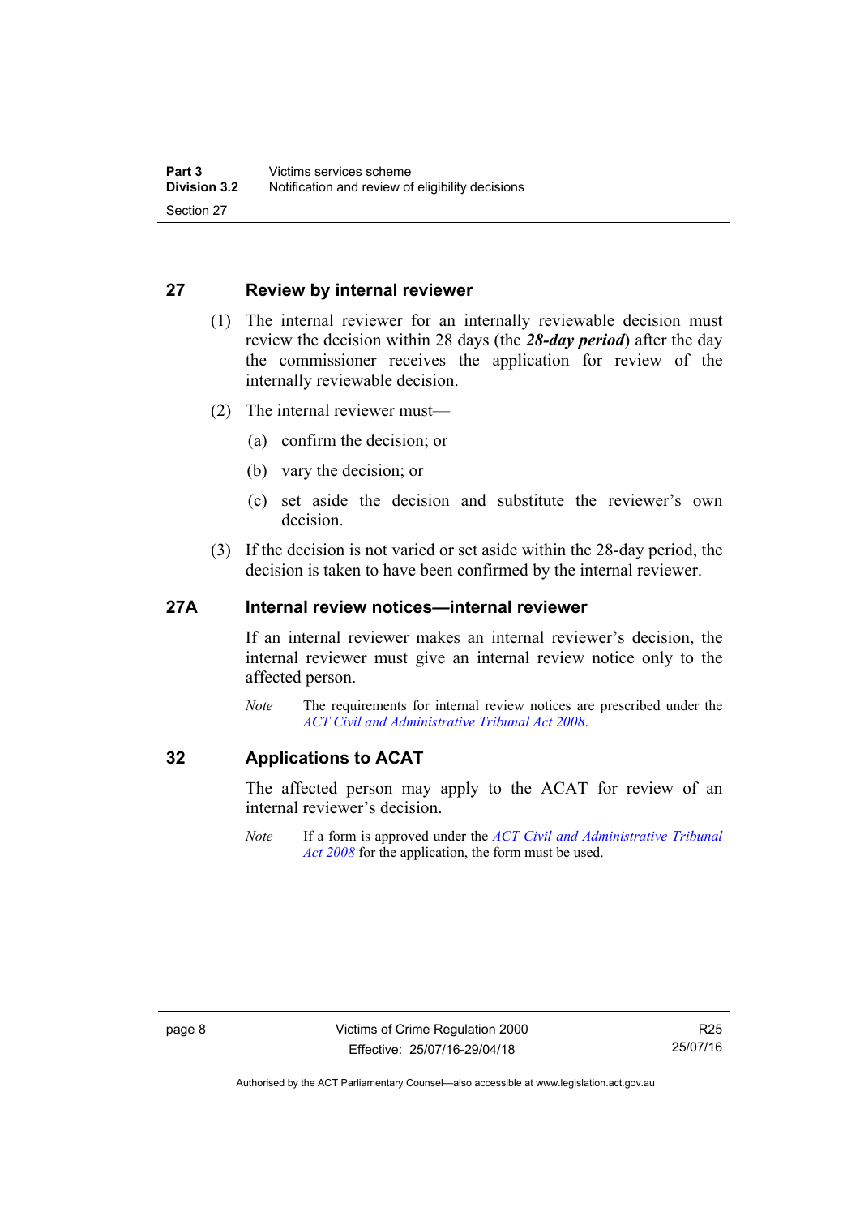## 27 Review by internal reviewer

(1) The internal reviewer for an internally reviewable decision must review the decision within 28 days (the ***28-day period***) after the day the commissioner receives the application for review of the internally reviewable decision.

(2) The internal reviewer must—

(a) confirm the decision; or

(b) vary the decision; or

(c) set aside the decision and substitute the reviewer's own decision.

(3) If the decision is not varied or set aside within the 28-day period, the decision is taken to have been confirmed by the internal reviewer.

## 27A Internal review notices—internal reviewer

If an internal reviewer makes an internal reviewer's decision, the internal reviewer must give an internal review notice only to the affected person.

*Note* The requirements for internal review notices are prescribed under the *ACT Civil and Administrative Tribunal Act 2008*.

## 32 Applications to ACAT

The affected person may apply to the ACAT for review of an internal reviewer's decision.

*Note* If a form is approved under the *ACT Civil and Administrative Tribunal Act 2008* for the application, the form must be used.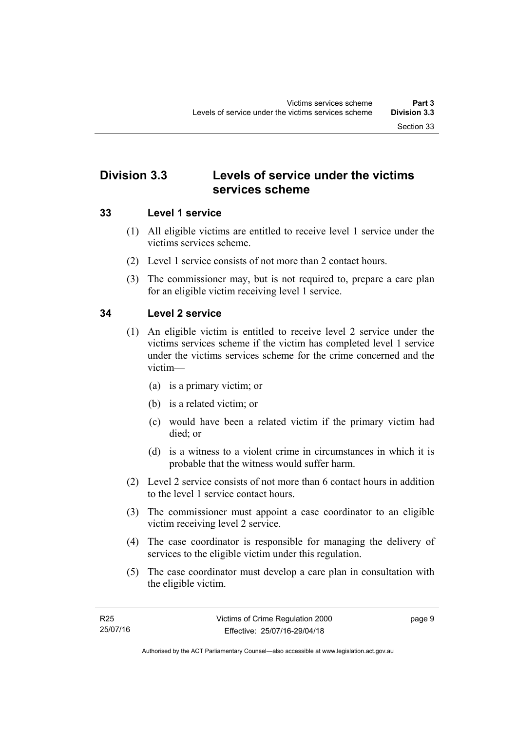## Division 3.3 Levels of service under the victims services scheme

### 33 Level 1 service

(1) All eligible victims are entitled to receive level 1 service under the victims services scheme.

(2) Level 1 service consists of not more than 2 contact hours.

(3) The commissioner may, but is not required to, prepare a care plan for an eligible victim receiving level 1 service.

### 34 Level 2 service

(1) An eligible victim is entitled to receive level 2 service under the victims services scheme if the victim has completed level 1 service under the victims services scheme for the crime concerned and the victim—

- (a) is a primary victim; or
- (b) is a related victim; or
- (c) would have been a related victim if the primary victim had died; or
- (d) is a witness to a violent crime in circumstances in which it is probable that the witness would suffer harm.

(2) Level 2 service consists of not more than 6 contact hours in addition to the level 1 service contact hours.

(3) The commissioner must appoint a case coordinator to an eligible victim receiving level 2 service.

(4) The case coordinator is responsible for managing the delivery of services to the eligible victim under this regulation.

(5) The case coordinator must develop a care plan in consultation with the eligible victim.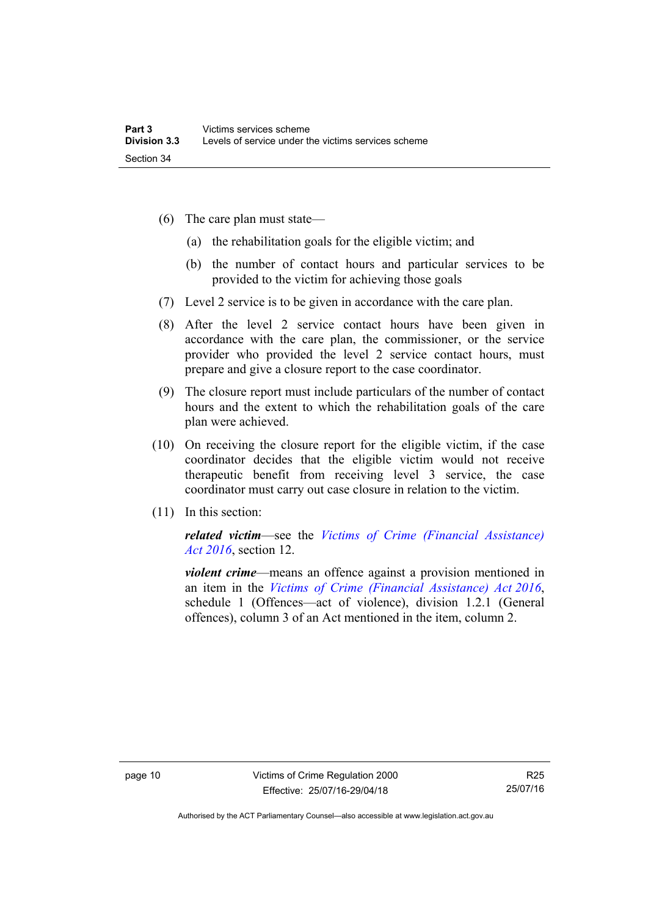(6) The care plan must state—

(a) the rehabilitation goals for the eligible victim; and

(b) the number of contact hours and particular services to be provided to the victim for achieving those goals

(7) Level 2 service is to be given in accordance with the care plan.

(8) After the level 2 service contact hours have been given in accordance with the care plan, the commissioner, or the service provider who provided the level 2 service contact hours, must prepare and give a closure report to the case coordinator.

(9) The closure report must include particulars of the number of contact hours and the extent to which the rehabilitation goals of the care plan were achieved.

(10) On receiving the closure report for the eligible victim, if the case coordinator decides that the eligible victim would not receive therapeutic benefit from receiving level 3 service, the case coordinator must carry out case closure in relation to the victim.

(11) In this section:

***related victim***—see the *Victims of Crime (Financial Assistance) Act 2016*, section 12.

***violent crime***—means an offence against a provision mentioned in an item in the *Victims of Crime (Financial Assistance) Act 2016*, schedule 1 (Offences—act of violence), division 1.2.1 (General offences), column 3 of an Act mentioned in the item, column 2.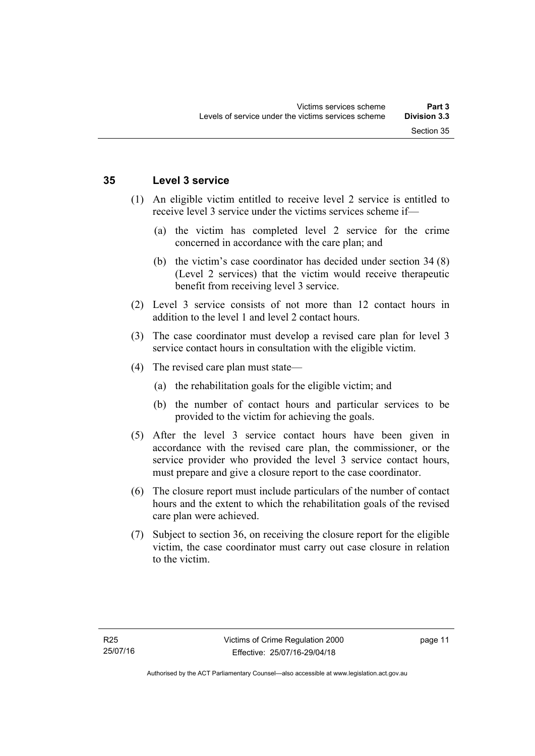## 35 Level 3 service

(1) An eligible victim entitled to receive level 2 service is entitled to receive level 3 service under the victims services scheme if—

(a) the victim has completed level 2 service for the crime concerned in accordance with the care plan; and

(b) the victim's case coordinator has decided under section 34 (8) (Level 2 services) that the victim would receive therapeutic benefit from receiving level 3 service.

(2) Level 3 service consists of not more than 12 contact hours in addition to the level 1 and level 2 contact hours.

(3) The case coordinator must develop a revised care plan for level 3 service contact hours in consultation with the eligible victim.

(4) The revised care plan must state—

(a) the rehabilitation goals for the eligible victim; and

(b) the number of contact hours and particular services to be provided to the victim for achieving the goals.

(5) After the level 3 service contact hours have been given in accordance with the revised care plan, the commissioner, or the service provider who provided the level 3 service contact hours, must prepare and give a closure report to the case coordinator.

(6) The closure report must include particulars of the number of contact hours and the extent to which the rehabilitation goals of the revised care plan were achieved.

(7) Subject to section 36, on receiving the closure report for the eligible victim, the case coordinator must carry out case closure in relation to the victim.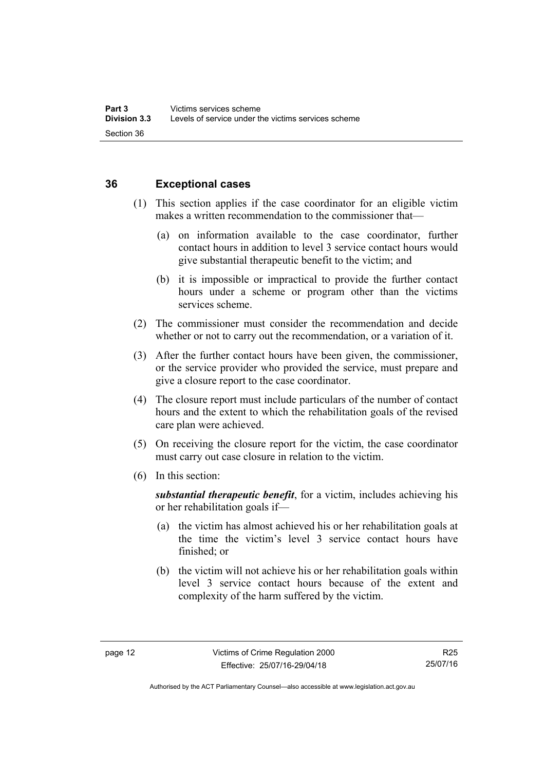## 36 Exceptional cases

(1) This section applies if the case coordinator for an eligible victim makes a written recommendation to the commissioner that—

(a) on information available to the case coordinator, further contact hours in addition to level 3 service contact hours would give substantial therapeutic benefit to the victim; and

(b) it is impossible or impractical to provide the further contact hours under a scheme or program other than the victims services scheme.

(2) The commissioner must consider the recommendation and decide whether or not to carry out the recommendation, or a variation of it.

(3) After the further contact hours have been given, the commissioner, or the service provider who provided the service, must prepare and give a closure report to the case coordinator.

(4) The closure report must include particulars of the number of contact hours and the extent to which the rehabilitation goals of the revised care plan were achieved.

(5) On receiving the closure report for the victim, the case coordinator must carry out case closure in relation to the victim.

(6) In this section:

***substantial therapeutic benefit***, for a victim, includes achieving his or her rehabilitation goals if—

(a) the victim has almost achieved his or her rehabilitation goals at the time the victim's level 3 service contact hours have finished; or

(b) the victim will not achieve his or her rehabilitation goals within level 3 service contact hours because of the extent and complexity of the harm suffered by the victim.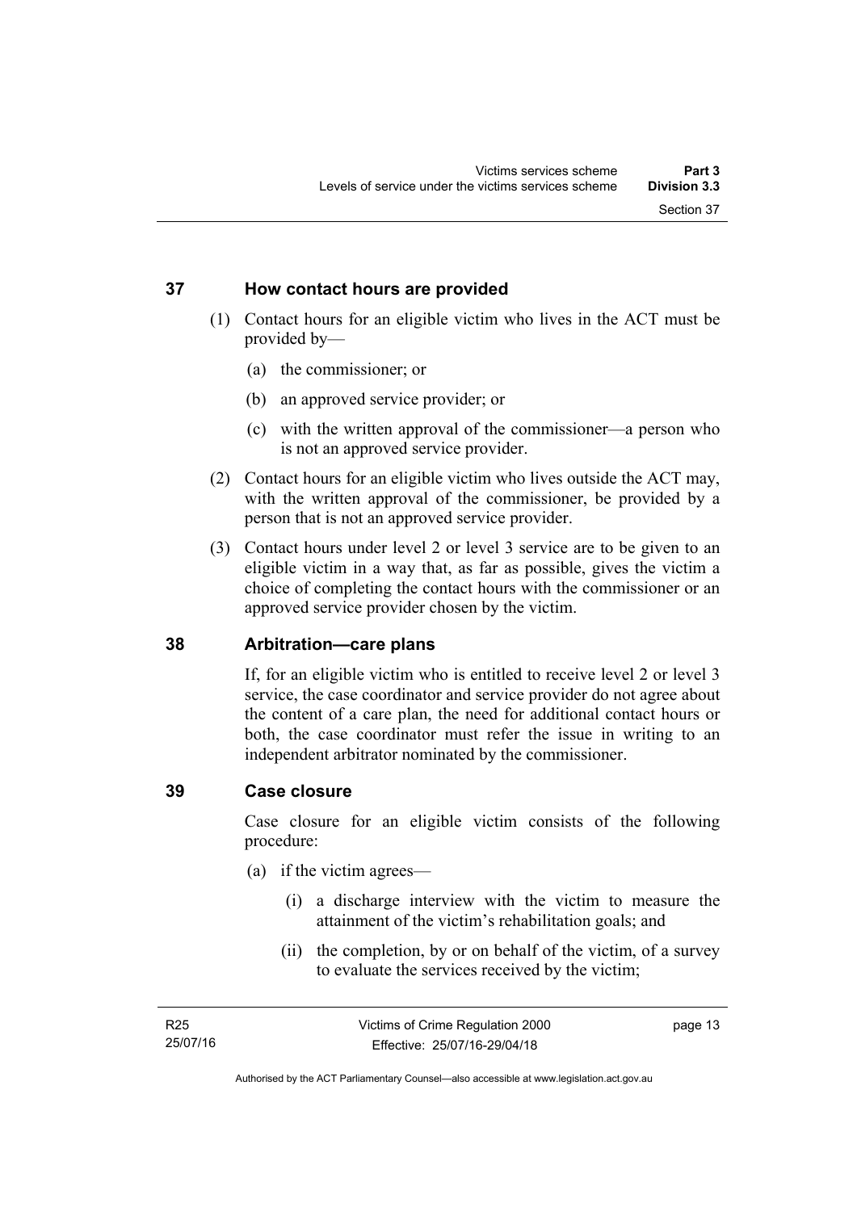## 37 How contact hours are provided

(1) Contact hours for an eligible victim who lives in the ACT must be provided by—

(a) the commissioner; or

(b) an approved service provider; or

(c) with the written approval of the commissioner—a person who is not an approved service provider.

(2) Contact hours for an eligible victim who lives outside the ACT may, with the written approval of the commissioner, be provided by a person that is not an approved service provider.

(3) Contact hours under level 2 or level 3 service are to be given to an eligible victim in a way that, as far as possible, gives the victim a choice of completing the contact hours with the commissioner or an approved service provider chosen by the victim.

## 38 Arbitration—care plans

If, for an eligible victim who is entitled to receive level 2 or level 3 service, the case coordinator and service provider do not agree about the content of a care plan, the need for additional contact hours or both, the case coordinator must refer the issue in writing to an independent arbitrator nominated by the commissioner.

## 39 Case closure

Case closure for an eligible victim consists of the following procedure:

(a) if the victim agrees—

(i) a discharge interview with the victim to measure the attainment of the victim's rehabilitation goals; and

(ii) the completion, by or on behalf of the victim, of a survey to evaluate the services received by the victim;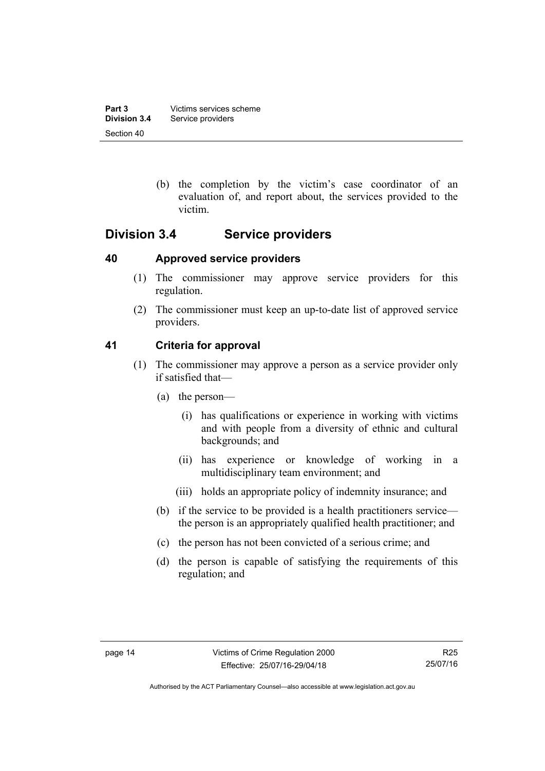(b) the completion by the victim's case coordinator of an evaluation of, and report about, the services provided to the victim.

## Division 3.4 Service providers

### 40 Approved service providers

(1) The commissioner may approve service providers for this regulation.

(2) The commissioner must keep an up-to-date list of approved service providers.

### 41 Criteria for approval

(1) The commissioner may approve a person as a service provider only if satisfied that—

(a) the person—

(i) has qualifications or experience in working with victims and with people from a diversity of ethnic and cultural backgrounds; and

(ii) has experience or knowledge of working in a multidisciplinary team environment; and

(iii) holds an appropriate policy of indemnity insurance; and

(b) if the service to be provided is a health practitioners service—the person is an appropriately qualified health practitioner; and

(c) the person has not been convicted of a serious crime; and

(d) the person is capable of satisfying the requirements of this regulation; and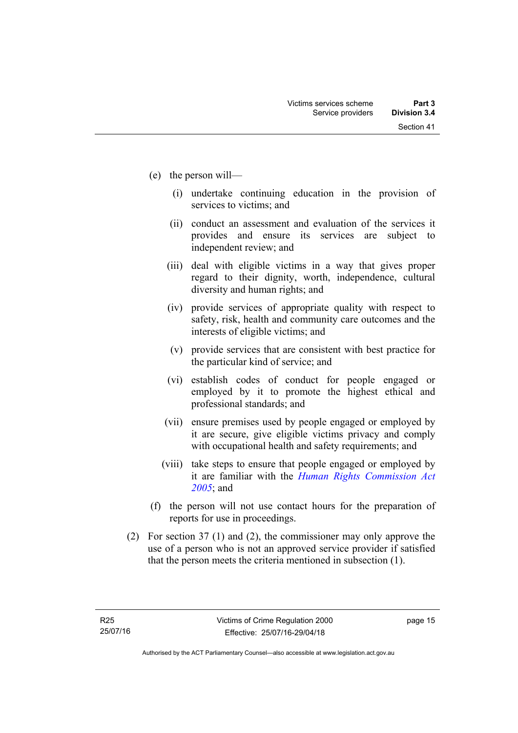(e) the person will—

(i) undertake continuing education in the provision of services to victims; and

(ii) conduct an assessment and evaluation of the services it provides and ensure its services are subject to independent review; and

(iii) deal with eligible victims in a way that gives proper regard to their dignity, worth, independence, cultural diversity and human rights; and

(iv) provide services of appropriate quality with respect to safety, risk, health and community care outcomes and the interests of eligible victims; and

(v) provide services that are consistent with best practice for the particular kind of service; and

(vi) establish codes of conduct for people engaged or employed by it to promote the highest ethical and professional standards; and

(vii) ensure premises used by people engaged or employed by it are secure, give eligible victims privacy and comply with occupational health and safety requirements; and

(viii) take steps to ensure that people engaged or employed by it are familiar with the *Human Rights Commission Act 2005*; and

(f) the person will not use contact hours for the preparation of reports for use in proceedings.

(2) For section 37 (1) and (2), the commissioner may only approve the use of a person who is not an approved service provider if satisfied that the person meets the criteria mentioned in subsection (1).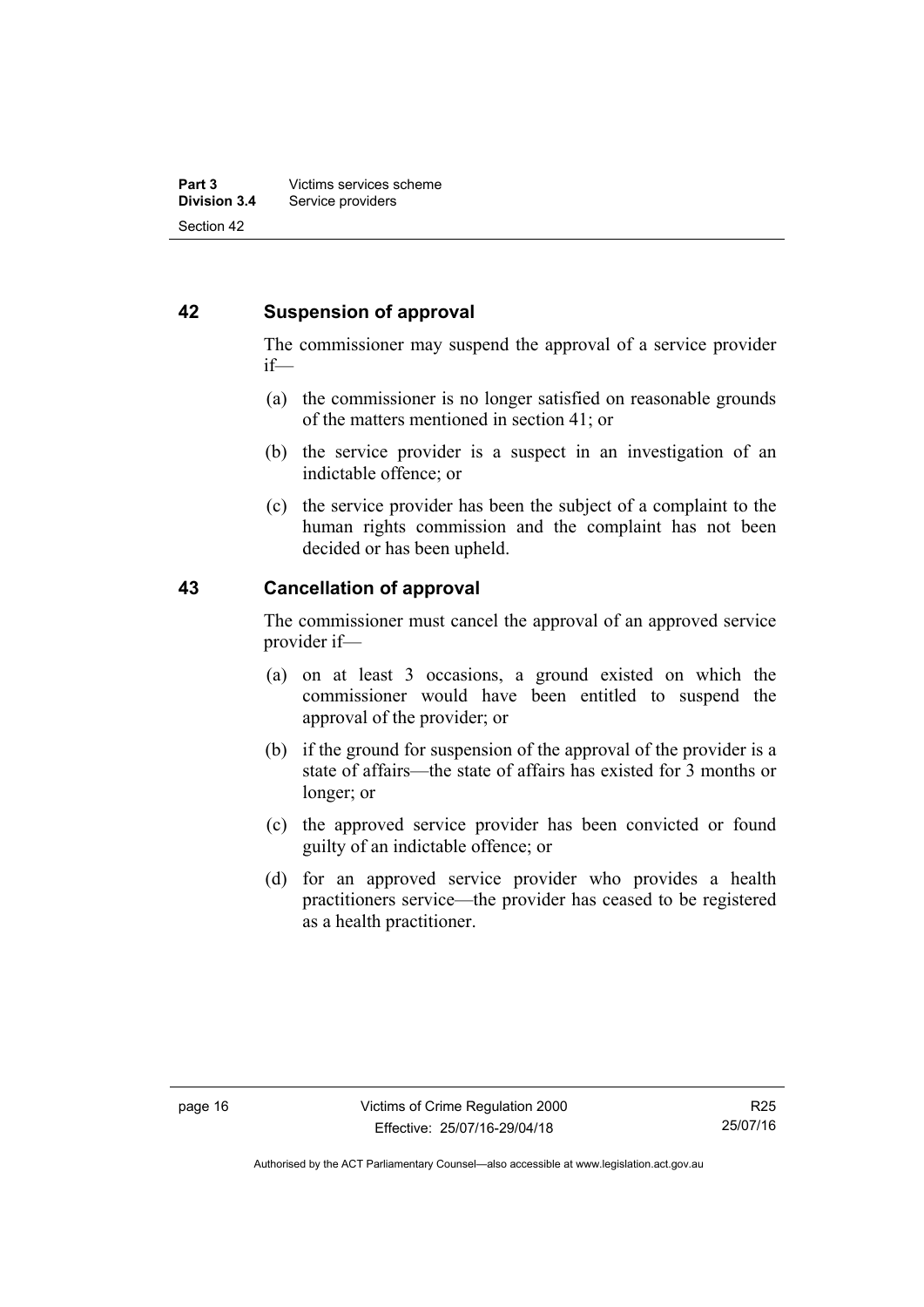## 42 Suspension of approval

The commissioner may suspend the approval of a service provider if—

(a) the commissioner is no longer satisfied on reasonable grounds of the matters mentioned in section 41; or

(b) the service provider is a suspect in an investigation of an indictable offence; or

(c) the service provider has been the subject of a complaint to the human rights commission and the complaint has not been decided or has been upheld.

## 43 Cancellation of approval

The commissioner must cancel the approval of an approved service provider if—

(a) on at least 3 occasions, a ground existed on which the commissioner would have been entitled to suspend the approval of the provider; or

(b) if the ground for suspension of the approval of the provider is a state of affairs—the state of affairs has existed for 3 months or longer; or

(c) the approved service provider has been convicted or found guilty of an indictable offence; or

(d) for an approved service provider who provides a health practitioners service—the provider has ceased to be registered as a health practitioner.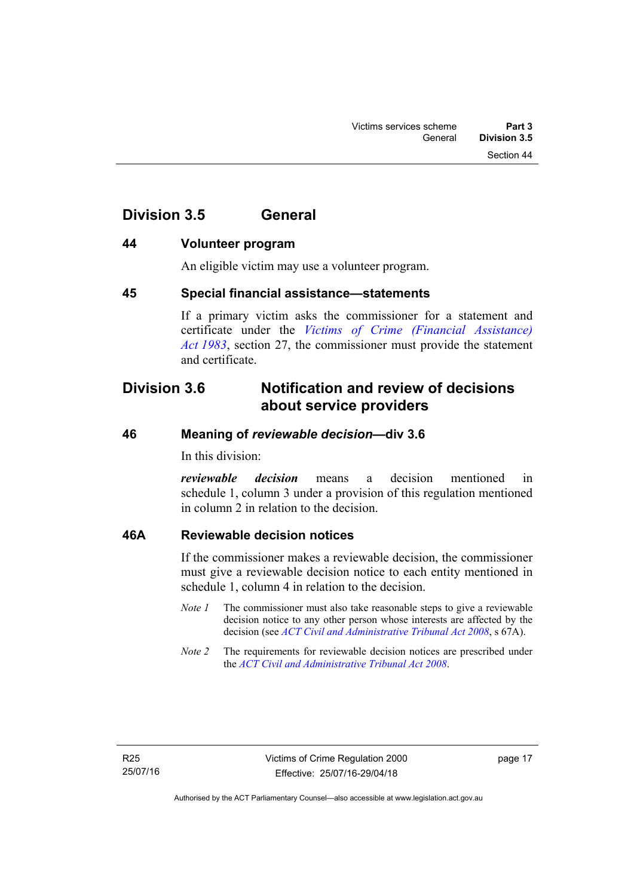## Division 3.5 General

### 44 Volunteer program

An eligible victim may use a volunteer program.

### 45 Special financial assistance—statements

If a primary victim asks the commissioner for a statement and certificate under the *Victims of Crime (Financial Assistance) Act 1983*, section 27, the commissioner must provide the statement and certificate.

## Division 3.6 Notification and review of decisions about service providers

### 46 Meaning of *reviewable decision*—div 3.6

In this division:

***reviewable decision*** means a decision mentioned in schedule 1, column 3 under a provision of this regulation mentioned in column 2 in relation to the decision.

### 46A Reviewable decision notices

If the commissioner makes a reviewable decision, the commissioner must give a reviewable decision notice to each entity mentioned in schedule 1, column 4 in relation to the decision.

*Note 1* The commissioner must also take reasonable steps to give a reviewable decision notice to any other person whose interests are affected by the decision (see *ACT Civil and Administrative Tribunal Act 2008*, s 67A).

*Note 2* The requirements for reviewable decision notices are prescribed under the *ACT Civil and Administrative Tribunal Act 2008*.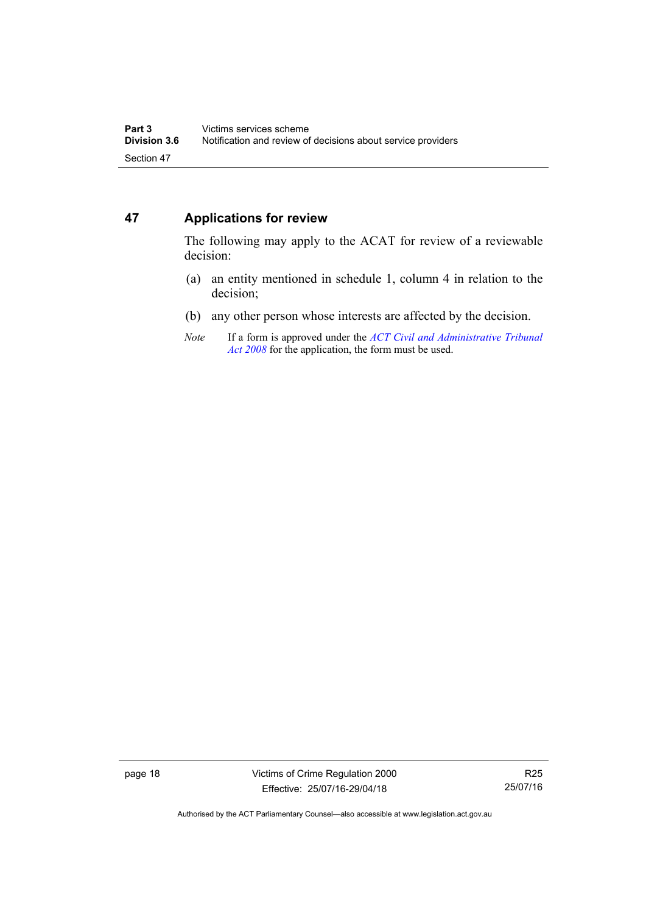## 47 Applications for review

The following may apply to the ACAT for review of a reviewable decision:

(a) an entity mentioned in schedule 1, column 4 in relation to the decision;

(b) any other person whose interests are affected by the decision.

*Note* If a form is approved under the *ACT Civil and Administrative Tribunal Act 2008* for the application, the form must be used.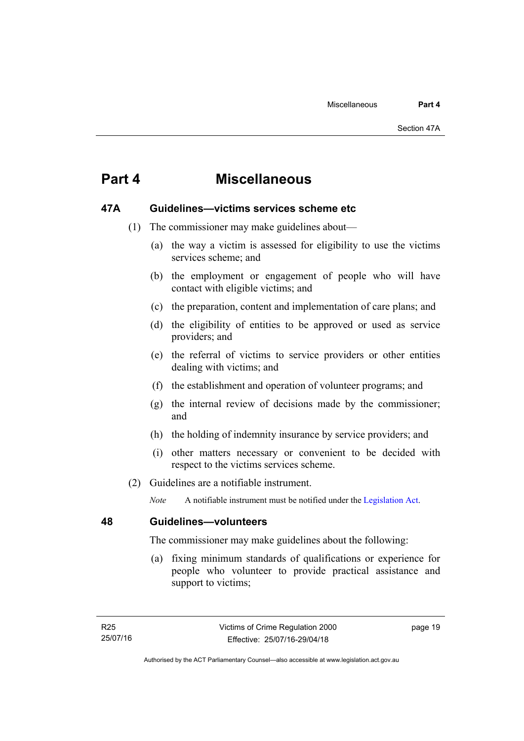# Part 4 Miscellaneous

### 47A Guidelines—victims services scheme etc

(1) The commissioner may make guidelines about—

(a) the way a victim is assessed for eligibility to use the victims services scheme; and

(b) the employment or engagement of people who will have contact with eligible victims; and

(c) the preparation, content and implementation of care plans; and

(d) the eligibility of entities to be approved or used as service providers; and

(e) the referral of victims to service providers or other entities dealing with victims; and

(f) the establishment and operation of volunteer programs; and

(g) the internal review of decisions made by the commissioner; and

(h) the holding of indemnity insurance by service providers; and

(i) other matters necessary or convenient to be decided with respect to the victims services scheme.

(2) Guidelines are a notifiable instrument.

*Note* A notifiable instrument must be notified under the Legislation Act.

### 48 Guidelines—volunteers

The commissioner may make guidelines about the following:

(a) fixing minimum standards of qualifications or experience for people who volunteer to provide practical assistance and support to victims;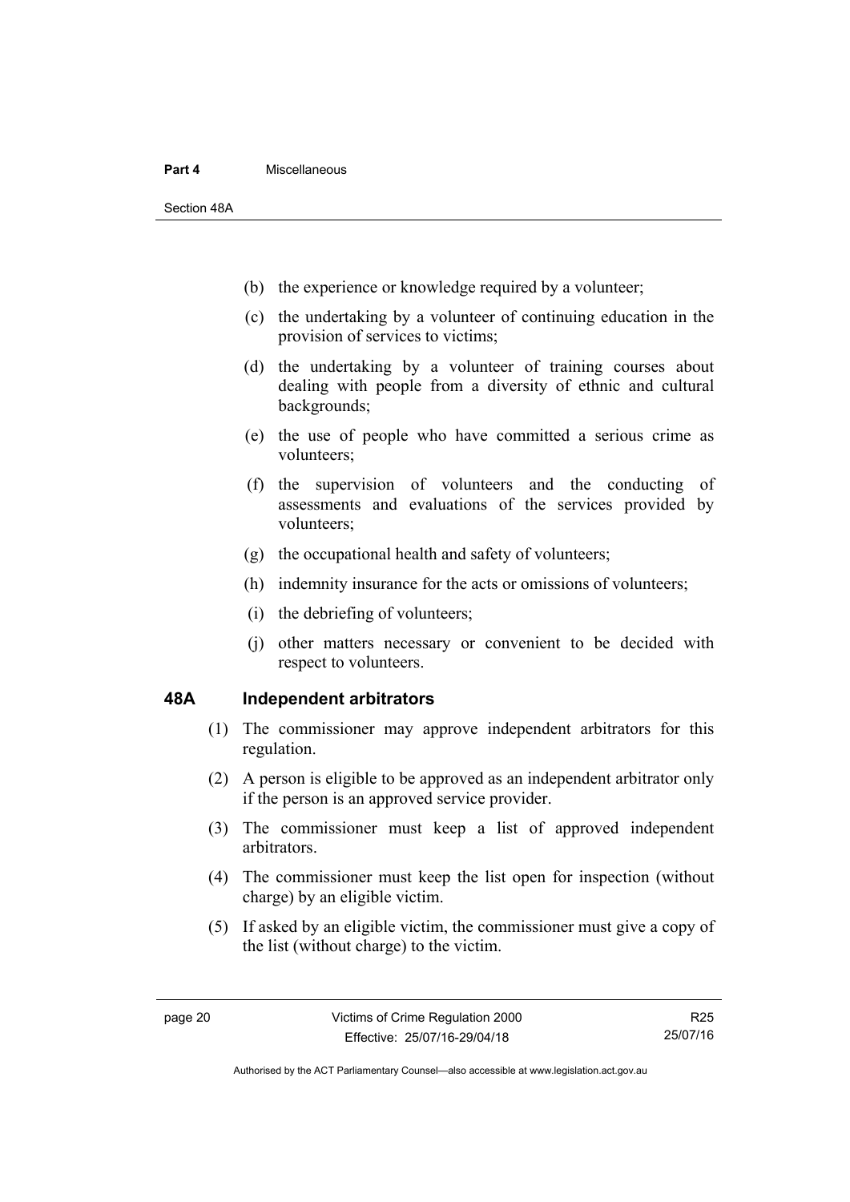(b) the experience or knowledge required by a volunteer;

(c) the undertaking by a volunteer of continuing education in the provision of services to victims;

(d) the undertaking by a volunteer of training courses about dealing with people from a diversity of ethnic and cultural backgrounds;

(e) the use of people who have committed a serious crime as volunteers;

(f) the supervision of volunteers and the conducting of assessments and evaluations of the services provided by volunteers;

(g) the occupational health and safety of volunteers;

(h) indemnity insurance for the acts or omissions of volunteers;

(i) the debriefing of volunteers;

(j) other matters necessary or convenient to be decided with respect to volunteers.

## 48A Independent arbitrators

(1) The commissioner may approve independent arbitrators for this regulation.

(2) A person is eligible to be approved as an independent arbitrator only if the person is an approved service provider.

(3) The commissioner must keep a list of approved independent arbitrators.

(4) The commissioner must keep the list open for inspection (without charge) by an eligible victim.

(5) If asked by an eligible victim, the commissioner must give a copy of the list (without charge) to the victim.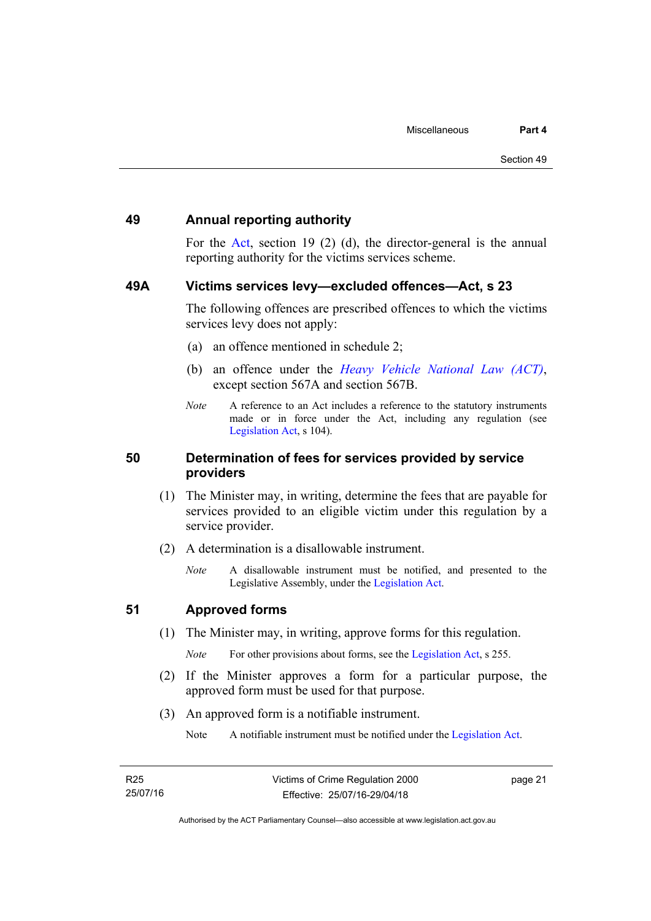## 49 Annual reporting authority

For the Act, section 19 (2) (d), the director-general is the annual reporting authority for the victims services scheme.

## 49A Victims services levy—excluded offences—Act, s 23

The following offences are prescribed offences to which the victims services levy does not apply:

(a) an offence mentioned in schedule 2;

(b) an offence under the *Heavy Vehicle National Law (ACT)*, except section 567A and section 567B.

*Note* A reference to an Act includes a reference to the statutory instruments made or in force under the Act, including any regulation (see Legislation Act, s 104).

## 50 Determination of fees for services provided by service providers

(1) The Minister may, in writing, determine the fees that are payable for services provided to an eligible victim under this regulation by a service provider.

(2) A determination is a disallowable instrument.

*Note* A disallowable instrument must be notified, and presented to the Legislative Assembly, under the Legislation Act.

## 51 Approved forms

(1) The Minister may, in writing, approve forms for this regulation.

*Note* For other provisions about forms, see the Legislation Act, s 255.

(2) If the Minister approves a form for a particular purpose, the approved form must be used for that purpose.

(3) An approved form is a notifiable instrument.

Note A notifiable instrument must be notified under the Legislation Act.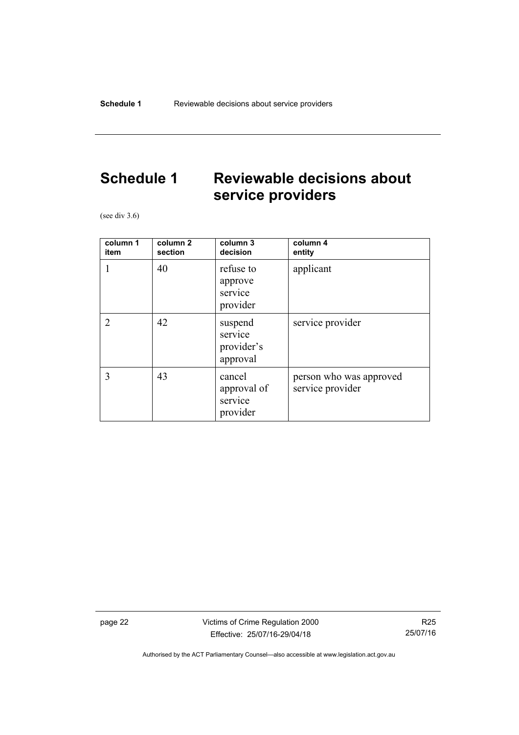# Schedule 1 Reviewable decisions about service providers

(see div 3.6)

| column 1 item | column 2 section | column 3 decision | column 4 entity |
|---|---|---|---|
| 1 | 40 | refuse to approve service provider | applicant |
| 2 | 42 | suspend service provider's approval | service provider |
| 3 | 43 | cancel approval of service provider | person who was approved service provider |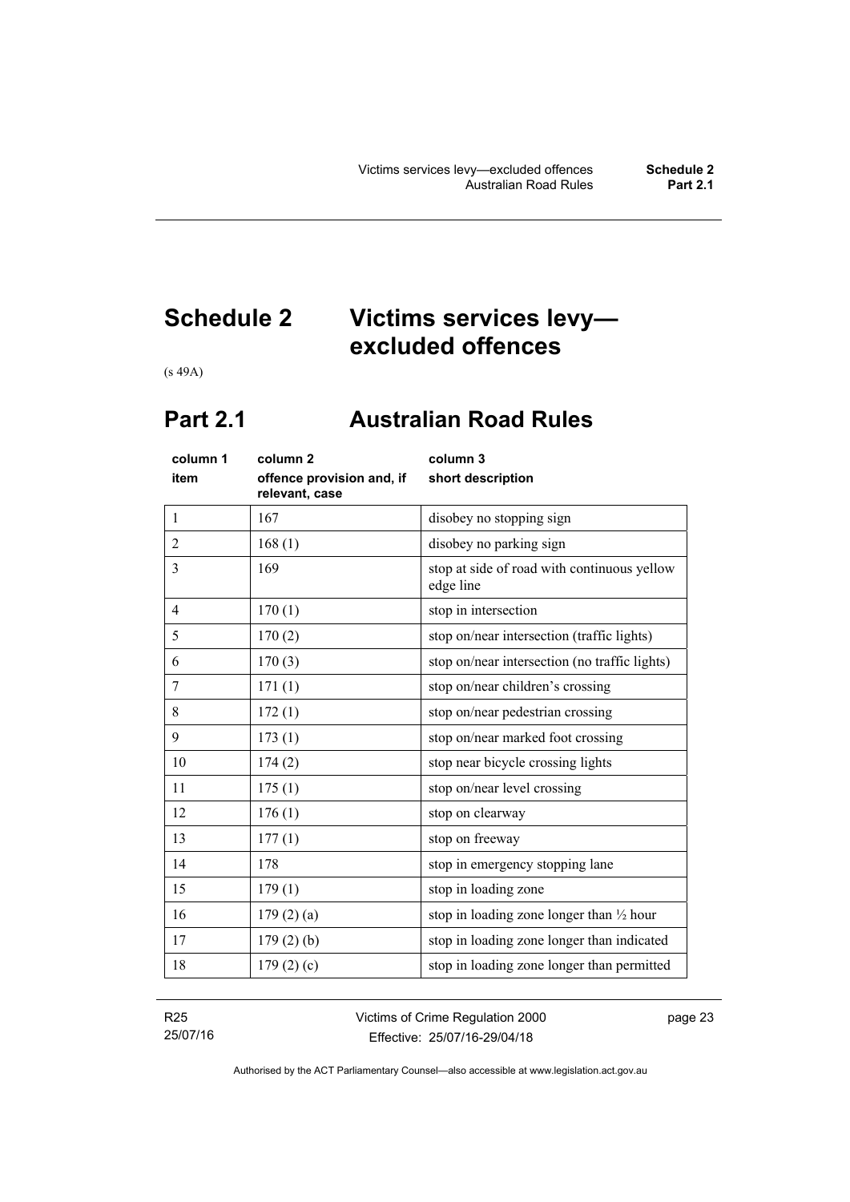# Schedule 2 Victims services levy—excluded offences

(s 49A)

## Part 2.1 Australian Road Rules

| column 1<br>item | column 2<br>offence provision and, if relevant, case | column 3<br>short description |
|---|---|---|
| 1 | 167 | disobey no stopping sign |
| 2 | 168 (1) | disobey no parking sign |
| 3 | 169 | stop at side of road with continuous yellow edge line |
| 4 | 170 (1) | stop in intersection |
| 5 | 170 (2) | stop on/near intersection (traffic lights) |
| 6 | 170 (3) | stop on/near intersection (no traffic lights) |
| 7 | 171 (1) | stop on/near children's crossing |
| 8 | 172 (1) | stop on/near pedestrian crossing |
| 9 | 173 (1) | stop on/near marked foot crossing |
| 10 | 174 (2) | stop near bicycle crossing lights |
| 11 | 175 (1) | stop on/near level crossing |
| 12 | 176 (1) | stop on clearway |
| 13 | 177 (1) | stop on freeway |
| 14 | 178 | stop in emergency stopping lane |
| 15 | 179 (1) | stop in loading zone |
| 16 | 179 (2) (a) | stop in loading zone longer than ½ hour |
| 17 | 179 (2) (b) | stop in loading zone longer than indicated |
| 18 | 179 (2) (c) | stop in loading zone longer than permitted |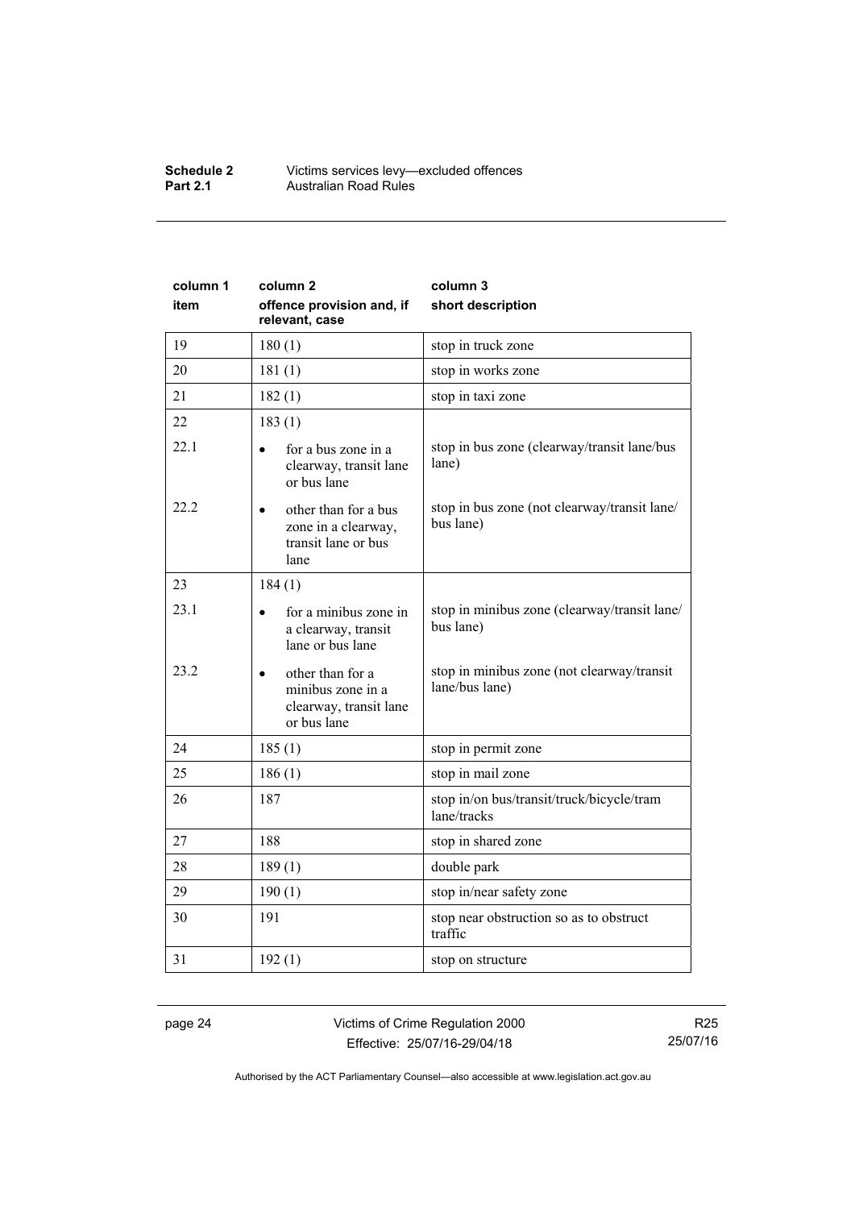| column 1 item | column 2 offence provision and, if relevant, case | column 3 short description |
|---|---|---|
| 19 | 180 (1) | stop in truck zone |
| 20 | 181 (1) | stop in works zone |
| 21 | 182 (1) | stop in taxi zone |
| 22 | 183 (1) | |
| 22.1 | • for a bus zone in a clearway, transit lane or bus lane | stop in bus zone (clearway/transit lane/bus lane) |
| 22.2 | • other than for a bus zone in a clearway, transit lane or bus lane | stop in bus zone (not clearway/transit lane/ bus lane) |
| 23 | 184 (1) | |
| 23.1 | • for a minibus zone in a clearway, transit lane or bus lane | stop in minibus zone (clearway/transit lane/ bus lane) |
| 23.2 | • other than for a minibus zone in a clearway, transit lane or bus lane | stop in minibus zone (not clearway/transit lane/bus lane) |
| 24 | 185 (1) | stop in permit zone |
| 25 | 186 (1) | stop in mail zone |
| 26 | 187 | stop in/on bus/transit/truck/bicycle/tram lane/tracks |
| 27 | 188 | stop in shared zone |
| 28 | 189 (1) | double park |
| 29 | 190 (1) | stop in/near safety zone |
| 30 | 191 | stop near obstruction so as to obstruct traffic |
| 31 | 192 (1) | stop on structure |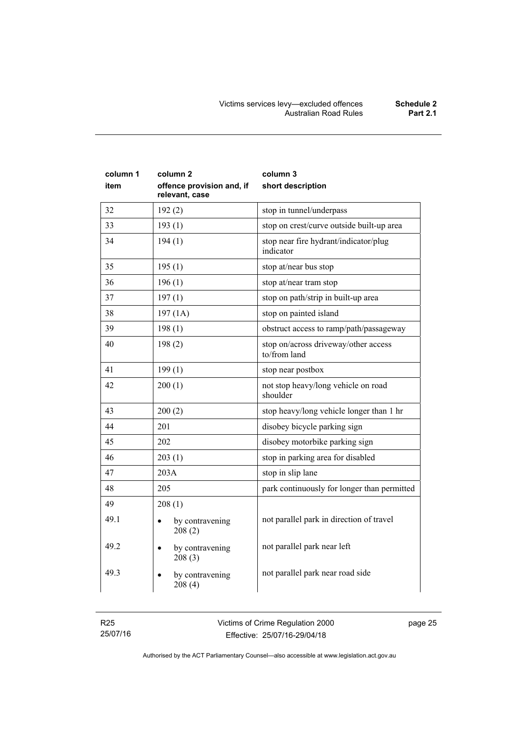| column 1 item | column 2 offence provision and, if relevant, case | column 3 short description |
|---|---|---|
| 32 | 192 (2) | stop in tunnel/underpass |
| 33 | 193 (1) | stop on crest/curve outside built-up area |
| 34 | 194 (1) | stop near fire hydrant/indicator/plug indicator |
| 35 | 195 (1) | stop at/near bus stop |
| 36 | 196 (1) | stop at/near tram stop |
| 37 | 197 (1) | stop on path/strip in built-up area |
| 38 | 197 (1A) | stop on painted island |
| 39 | 198 (1) | obstruct access to ramp/path/passageway |
| 40 | 198 (2) | stop on/across driveway/other access to/from land |
| 41 | 199 (1) | stop near postbox |
| 42 | 200 (1) | not stop heavy/long vehicle on road shoulder |
| 43 | 200 (2) | stop heavy/long vehicle longer than 1 hr |
| 44 | 201 | disobey bicycle parking sign |
| 45 | 202 | disobey motorbike parking sign |
| 46 | 203 (1) | stop in parking area for disabled |
| 47 | 203A | stop in slip lane |
| 48 | 205 | park continuously for longer than permitted |
| 49 | 208 (1) | |
| 49.1 | • by contravening 208 (2) | not parallel park in direction of travel |
| 49.2 | • by contravening 208 (3) | not parallel park near left |
| 49.3 | • by contravening 208 (4) | not parallel park near road side |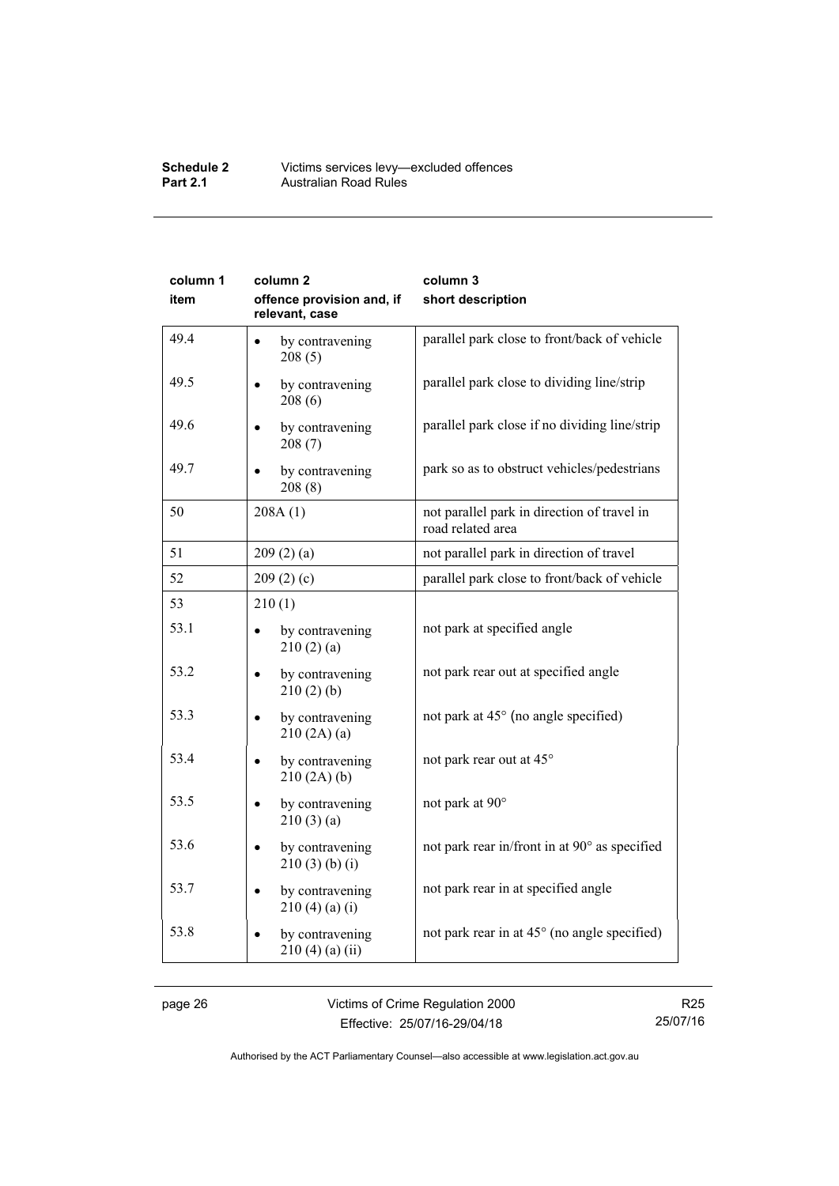| column 1 item | column 2 offence provision and, if relevant, case | column 3 short description |
|---|---|---|
| 49.4 | • by contravening 208 (5) | parallel park close to front/back of vehicle |
| 49.5 | • by contravening 208 (6) | parallel park close to dividing line/strip |
| 49.6 | • by contravening 208 (7) | parallel park close if no dividing line/strip |
| 49.7 | • by contravening 208 (8) | park so as to obstruct vehicles/pedestrians |
| 50 | 208A (1) | not parallel park in direction of travel in road related area |
| 51 | 209 (2) (a) | not parallel park in direction of travel |
| 52 | 209 (2) (c) | parallel park close to front/back of vehicle |
| 53 | 210 (1) | |
| 53.1 | • by contravening 210 (2) (a) | not park at specified angle |
| 53.2 | • by contravening 210 (2) (b) | not park rear out at specified angle |
| 53.3 | • by contravening 210 (2A) (a) | not park at 45° (no angle specified) |
| 53.4 | • by contravening 210 (2A) (b) | not park rear out at 45° |
| 53.5 | • by contravening 210 (3) (a) | not park at 90° |
| 53.6 | • by contravening 210 (3) (b) (i) | not park rear in/front in at 90° as specified |
| 53.7 | • by contravening 210 (4) (a) (i) | not park rear in at specified angle |
| 53.8 | • by contravening 210 (4) (a) (ii) | not park rear in at 45° (no angle specified) |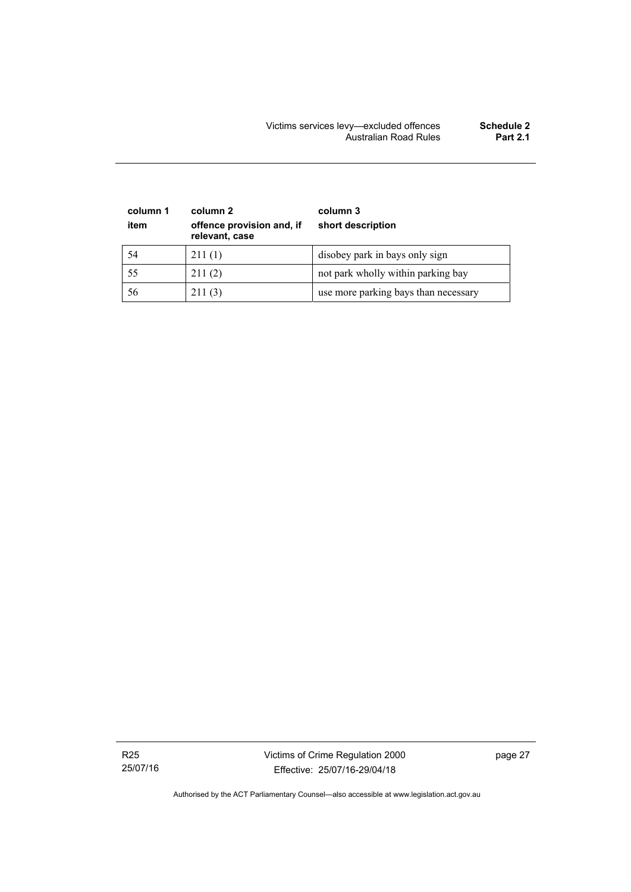| column 1<br>item | column 2<br>offence provision and, if relevant, case | column 3<br>short description |
|---|---|---|
| 54 | 211 (1) | disobey park in bays only sign |
| 55 | 211 (2) | not park wholly within parking bay |
| 56 | 211 (3) | use more parking bays than necessary |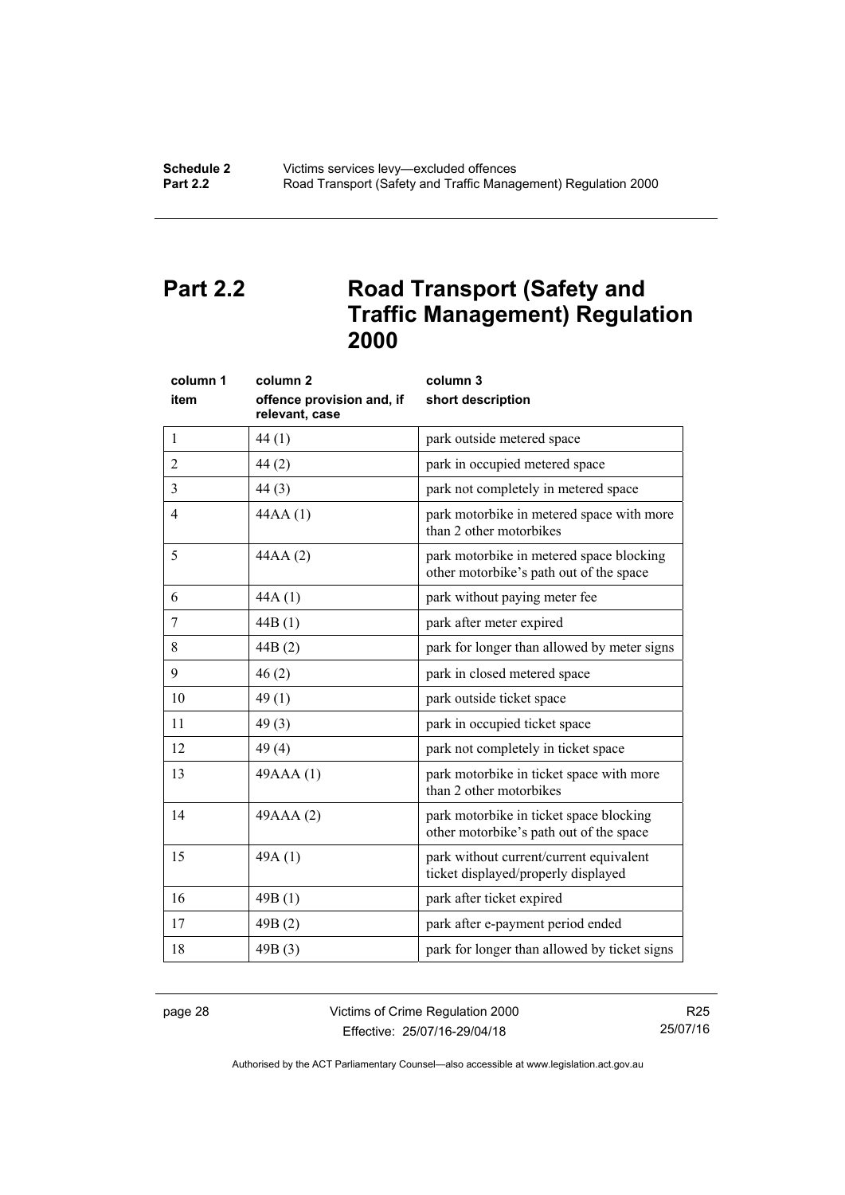## Part 2.2 Road Transport (Safety and Traffic Management) Regulation 2000

| column 1<br>item | column 2<br>offence provision and, if relevant, case | column 3<br>short description |
|---|---|---|
| 1 | 44 (1) | park outside metered space |
| 2 | 44 (2) | park in occupied metered space |
| 3 | 44 (3) | park not completely in metered space |
| 4 | 44AA (1) | park motorbike in metered space with more than 2 other motorbikes |
| 5 | 44AA (2) | park motorbike in metered space blocking other motorbike's path out of the space |
| 6 | 44A (1) | park without paying meter fee |
| 7 | 44B (1) | park after meter expired |
| 8 | 44B (2) | park for longer than allowed by meter signs |
| 9 | 46 (2) | park in closed metered space |
| 10 | 49 (1) | park outside ticket space |
| 11 | 49 (3) | park in occupied ticket space |
| 12 | 49 (4) | park not completely in ticket space |
| 13 | 49AAA (1) | park motorbike in ticket space with more than 2 other motorbikes |
| 14 | 49AAA (2) | park motorbike in ticket space blocking other motorbike's path out of the space |
| 15 | 49A (1) | park without current/current equivalent ticket displayed/properly displayed |
| 16 | 49B (1) | park after ticket expired |
| 17 | 49B (2) | park after e-payment period ended |
| 18 | 49B (3) | park for longer than allowed by ticket signs |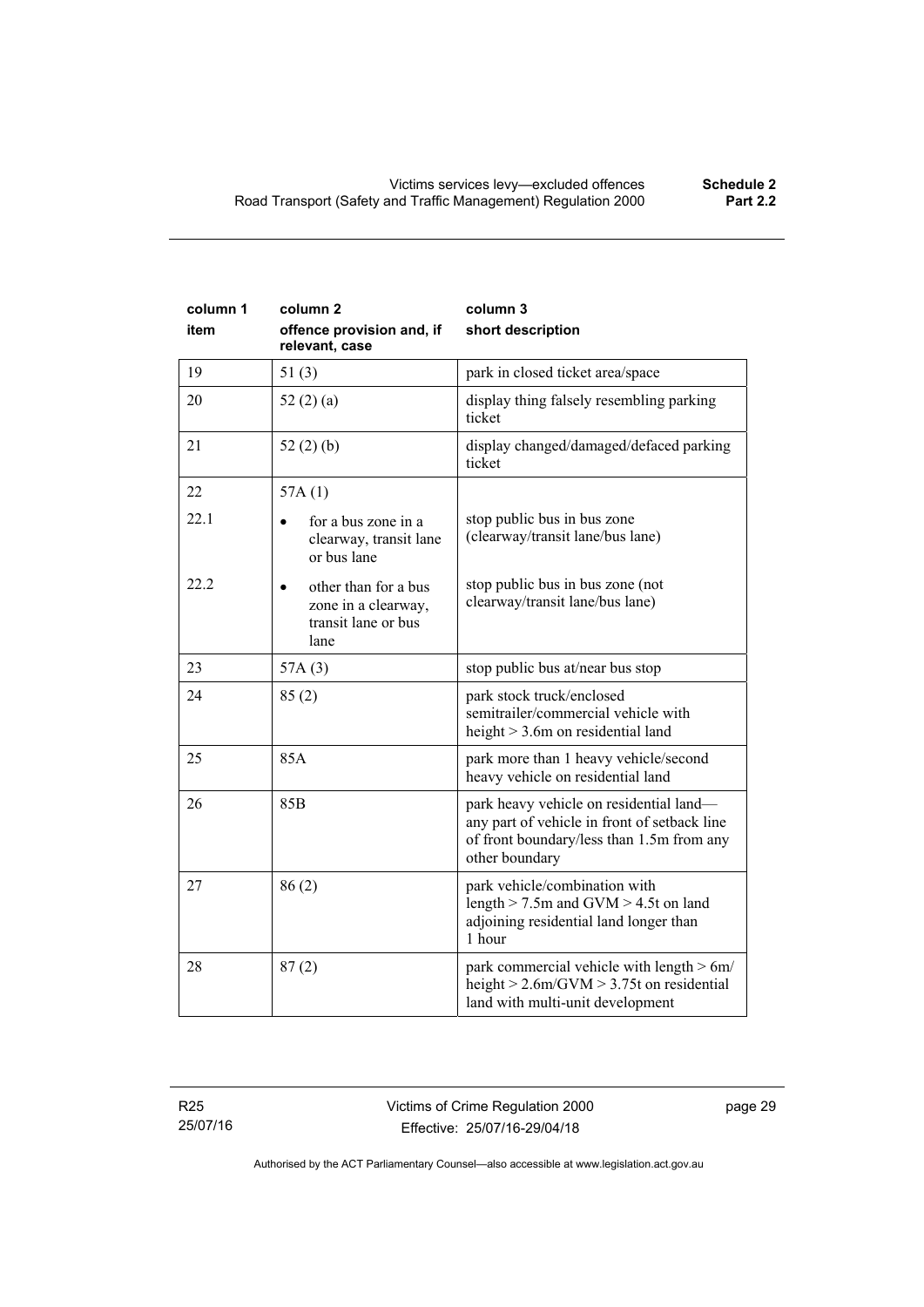| column 1<br>item | column 2<br>offence provision and, if relevant, case | column 3<br>short description |
|---|---|---|
| 19 | 51 (3) | park in closed ticket area/space |
| 20 | 52 (2) (a) | display thing falsely resembling parking ticket |
| 21 | 52 (2) (b) | display changed/damaged/defaced parking ticket |
| 22 | 57A (1) | |
| 22.1 | • for a bus zone in a clearway, transit lane or bus lane | stop public bus in bus zone (clearway/transit lane/bus lane) |
| 22.2 | • other than for a bus zone in a clearway, transit lane or bus lane | stop public bus in bus zone (not clearway/transit lane/bus lane) |
| 23 | 57A (3) | stop public bus at/near bus stop |
| 24 | 85 (2) | park stock truck/enclosed semitrailer/commercial vehicle with height > 3.6m on residential land |
| 25 | 85A | park more than 1 heavy vehicle/second heavy vehicle on residential land |
| 26 | 85B | park heavy vehicle on residential land—any part of vehicle in front of setback line of front boundary/less than 1.5m from any other boundary |
| 27 | 86 (2) | park vehicle/combination with length > 7.5m and GVM > 4.5t on land adjoining residential land longer than 1 hour |
| 28 | 87 (2) | park commercial vehicle with length > 6m/ height > 2.6m/GVM > 3.75t on residential land with multi-unit development |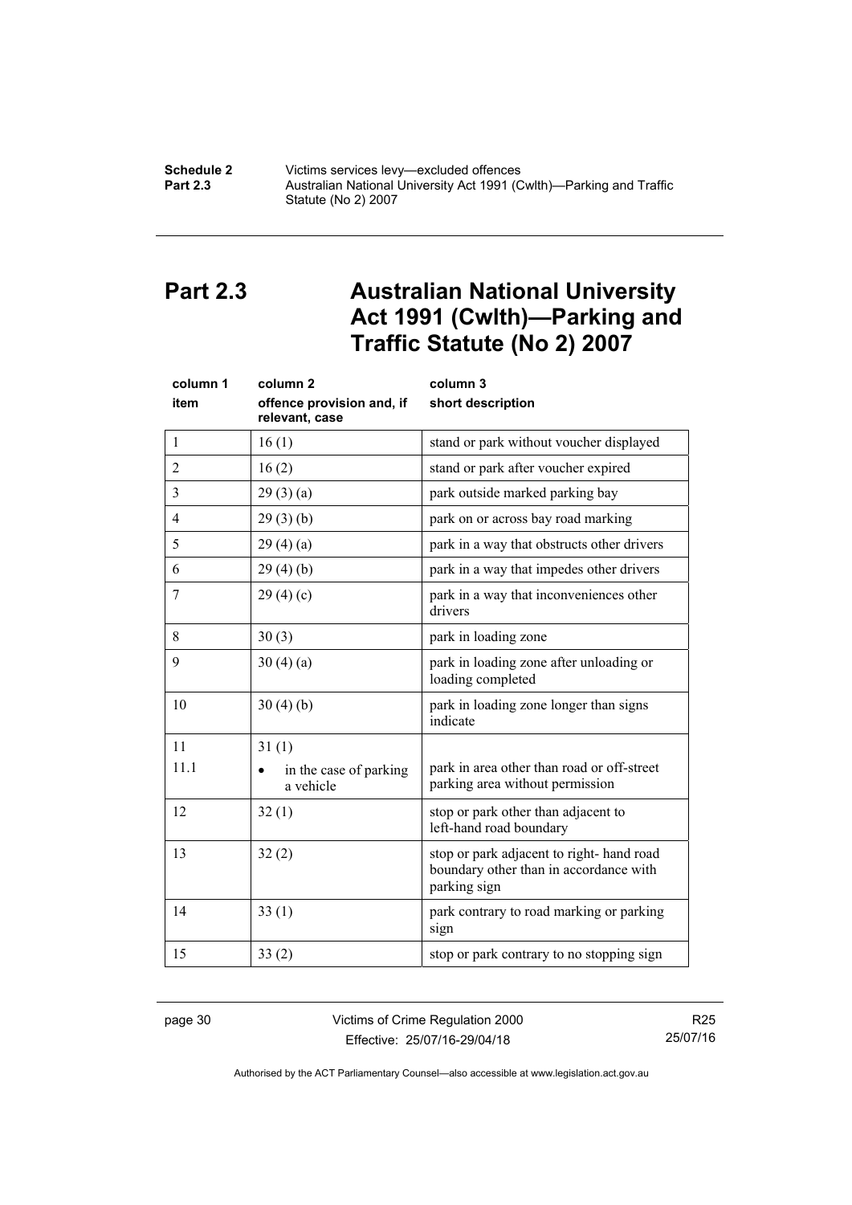# Part 2.3 Australian National University Act 1991 (Cwlth)—Parking and Traffic Statute (No 2) 2007

| column 1<br>item | column 2<br>offence provision and, if relevant, case | column 3<br>short description |
|---|---|---|
| 1 | 16 (1) | stand or park without voucher displayed |
| 2 | 16 (2) | stand or park after voucher expired |
| 3 | 29 (3) (a) | park outside marked parking bay |
| 4 | 29 (3) (b) | park on or across bay road marking |
| 5 | 29 (4) (a) | park in a way that obstructs other drivers |
| 6 | 29 (4) (b) | park in a way that impedes other drivers |
| 7 | 29 (4) (c) | park in a way that inconveniences other drivers |
| 8 | 30 (3) | park in loading zone |
| 9 | 30 (4) (a) | park in loading zone after unloading or loading completed |
| 10 | 30 (4) (b) | park in loading zone longer than signs indicate |
| 11 | 31 (1) | |
| 11.1 | • in the case of parking a vehicle | park in area other than road or off-street parking area without permission |
| 12 | 32 (1) | stop or park other than adjacent to left-hand road boundary |
| 13 | 32 (2) | stop or park adjacent to right- hand road boundary other than in accordance with parking sign |
| 14 | 33 (1) | park contrary to road marking or parking sign |
| 15 | 33 (2) | stop or park contrary to no stopping sign |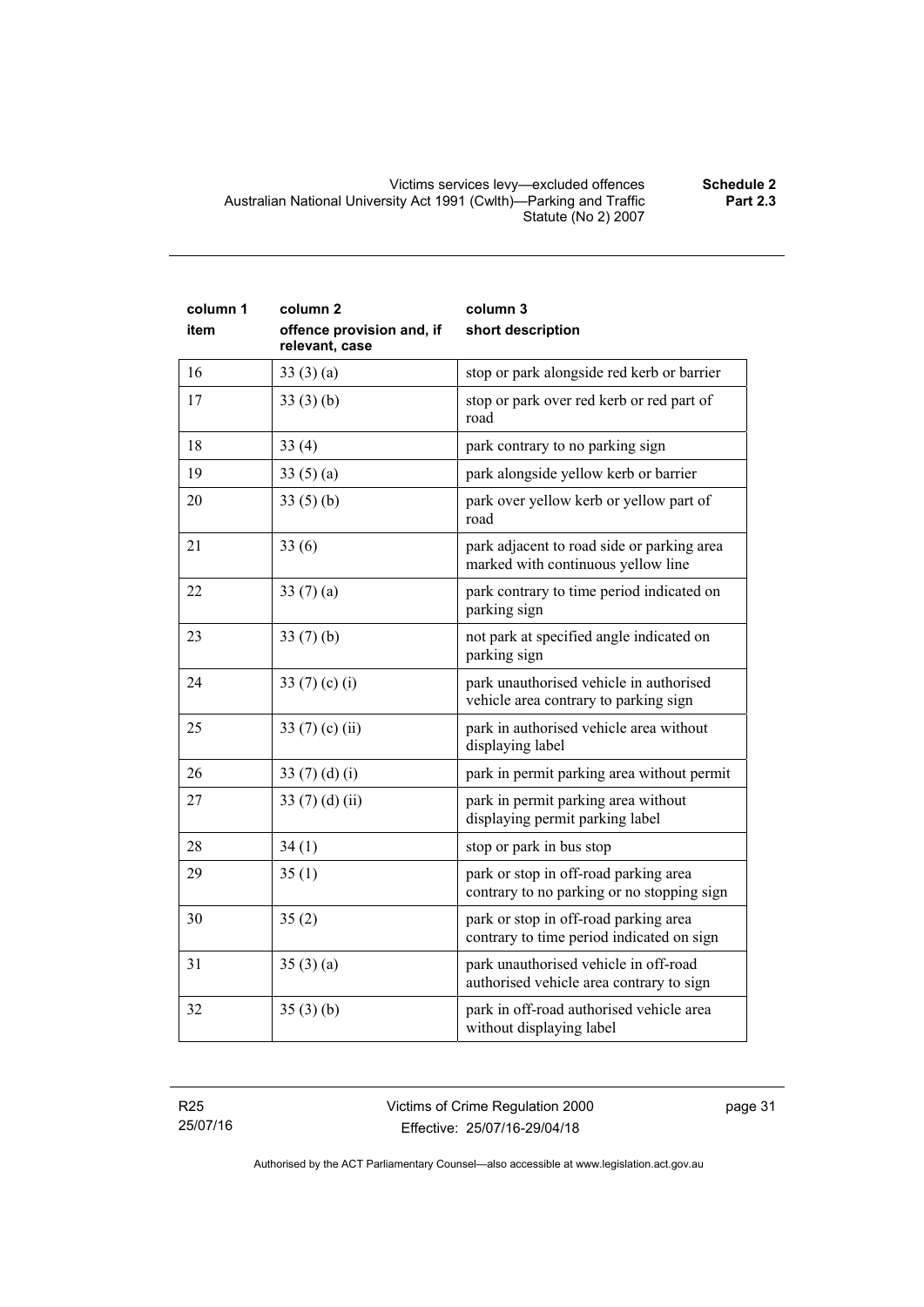| column 1<br>item | column 2<br>offence provision and, if relevant, case | column 3<br>short description |
|---|---|---|
| 16 | 33 (3) (a) | stop or park alongside red kerb or barrier |
| 17 | 33 (3) (b) | stop or park over red kerb or red part of road |
| 18 | 33 (4) | park contrary to no parking sign |
| 19 | 33 (5) (a) | park alongside yellow kerb or barrier |
| 20 | 33 (5) (b) | park over yellow kerb or yellow part of road |
| 21 | 33 (6) | park adjacent to road side or parking area marked with continuous yellow line |
| 22 | 33 (7) (a) | park contrary to time period indicated on parking sign |
| 23 | 33 (7) (b) | not park at specified angle indicated on parking sign |
| 24 | 33 (7) (c) (i) | park unauthorised vehicle in authorised vehicle area contrary to parking sign |
| 25 | 33 (7) (c) (ii) | park in authorised vehicle area without displaying label |
| 26 | 33 (7) (d) (i) | park in permit parking area without permit |
| 27 | 33 (7) (d) (ii) | park in permit parking area without displaying permit parking label |
| 28 | 34 (1) | stop or park in bus stop |
| 29 | 35 (1) | park or stop in off-road parking area contrary to no parking or no stopping sign |
| 30 | 35 (2) | park or stop in off-road parking area contrary to time period indicated on sign |
| 31 | 35 (3) (a) | park unauthorised vehicle in off-road authorised vehicle area contrary to sign |
| 32 | 35 (3) (b) | park in off-road authorised vehicle area without displaying label |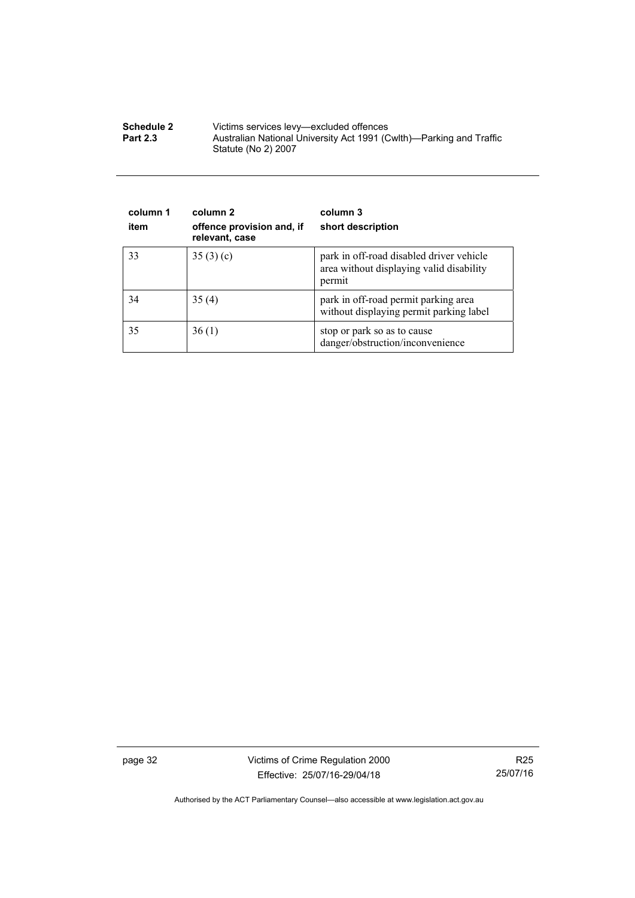| column 1<br>item | column 2<br>offence provision and, if relevant, case | column 3<br>short description |
|---|---|---|
| 33 | 35 (3) (c) | park in off-road disabled driver vehicle area without displaying valid disability permit |
| 34 | 35 (4) | park in off-road permit parking area without displaying permit parking label |
| 35 | 36 (1) | stop or park so as to cause danger/obstruction/inconvenience |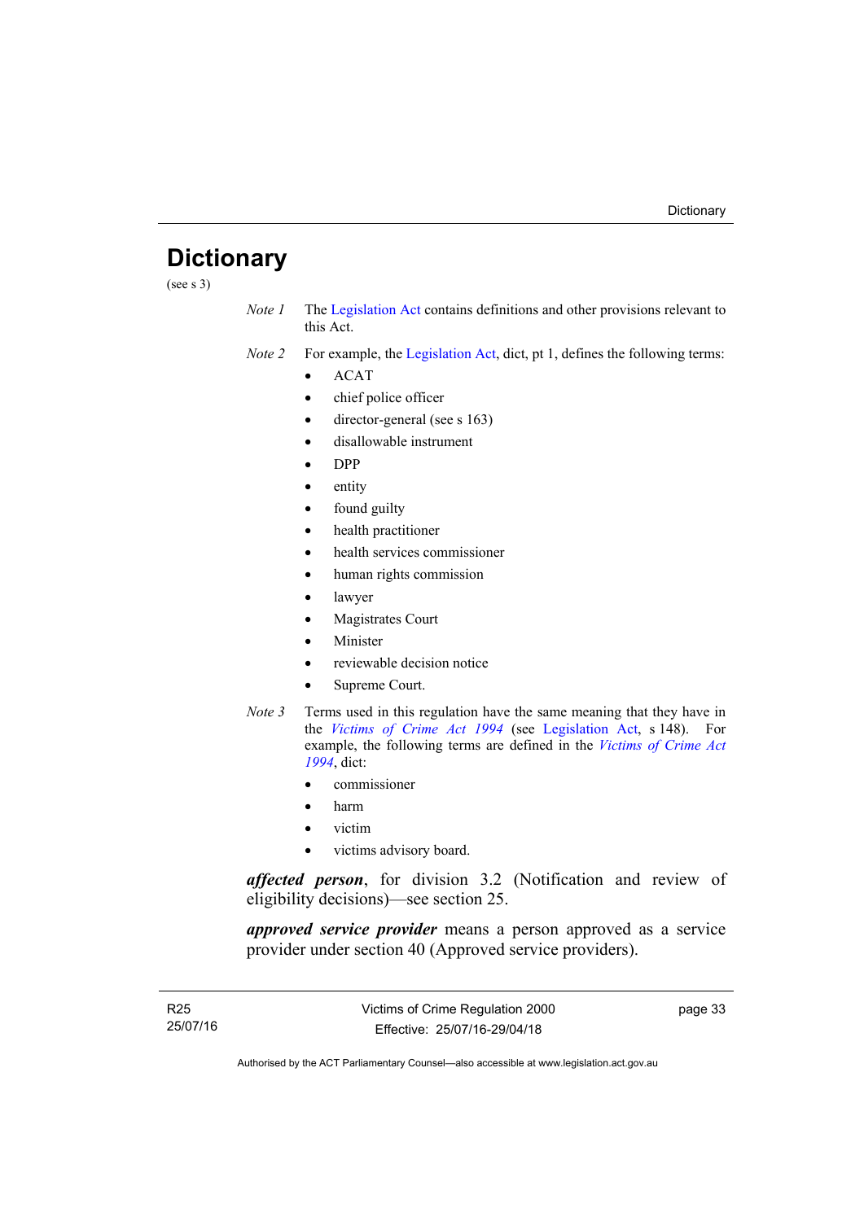# Dictionary

(see s 3)

*Note 1* The Legislation Act contains definitions and other provisions relevant to this Act.

*Note 2* For example, the Legislation Act, dict, pt 1, defines the following terms:

- ACAT
- chief police officer
- director-general (see s 163)
- disallowable instrument
- DPP
- entity
- found guilty
- health practitioner
- health services commissioner
- human rights commission
- lawyer
- Magistrates Court
- Minister
- reviewable decision notice
- Supreme Court.

*Note 3* Terms used in this regulation have the same meaning that they have in the *Victims of Crime Act 1994* (see Legislation Act, s 148). For example, the following terms are defined in the *Victims of Crime Act 1994*, dict:

- commissioner
- harm
- victim
- victims advisory board.

***affected person***, for division 3.2 (Notification and review of eligibility decisions)—see section 25.

***approved service provider*** means a person approved as a service provider under section 40 (Approved service providers).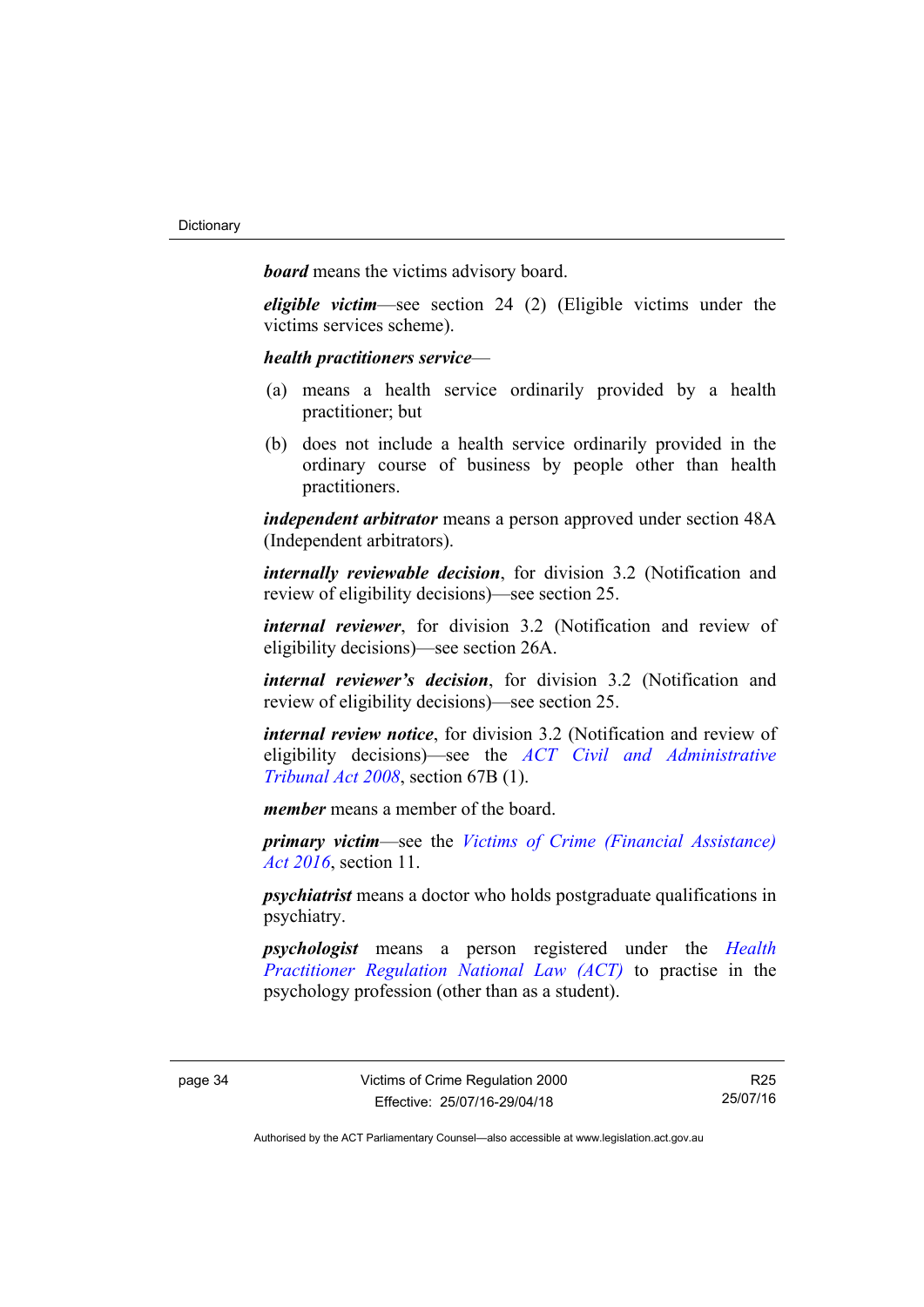***board*** means the victims advisory board.

***eligible victim***—see section 24 (2) (Eligible victims under the victims services scheme).

***health practitioners service***—

(a) means a health service ordinarily provided by a health practitioner; but

(b) does not include a health service ordinarily provided in the ordinary course of business by people other than health practitioners.

***independent arbitrator*** means a person approved under section 48A (Independent arbitrators).

***internally reviewable decision***, for division 3.2 (Notification and review of eligibility decisions)—see section 25.

***internal reviewer***, for division 3.2 (Notification and review of eligibility decisions)—see section 26A.

***internal reviewer's decision***, for division 3.2 (Notification and review of eligibility decisions)—see section 25.

***internal review notice***, for division 3.2 (Notification and review of eligibility decisions)—see the *ACT Civil and Administrative Tribunal Act 2008*, section 67B (1).

***member*** means a member of the board.

***primary victim***—see the *Victims of Crime (Financial Assistance) Act 2016*, section 11.

***psychiatrist*** means a doctor who holds postgraduate qualifications in psychiatry.

***psychologist*** means a person registered under the *Health Practitioner Regulation National Law (ACT)* to practise in the psychology profession (other than as a student).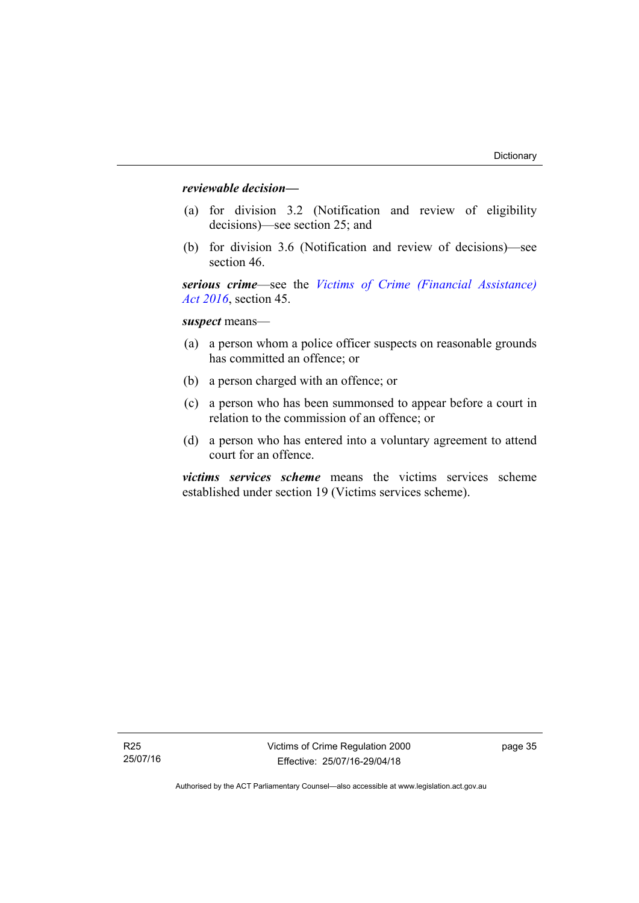***reviewable decision—***

(a) for division 3.2 (Notification and review of eligibility decisions)—see section 25; and

(b) for division 3.6 (Notification and review of decisions)—see section 46.

***serious crime***—see the *Victims of Crime (Financial Assistance) Act 2016*, section 45.

***suspect*** means—

(a) a person whom a police officer suspects on reasonable grounds has committed an offence; or

(b) a person charged with an offence; or

(c) a person who has been summonsed to appear before a court in relation to the commission of an offence; or

(d) a person who has entered into a voluntary agreement to attend court for an offence.

***victims services scheme*** means the victims services scheme established under section 19 (Victims services scheme).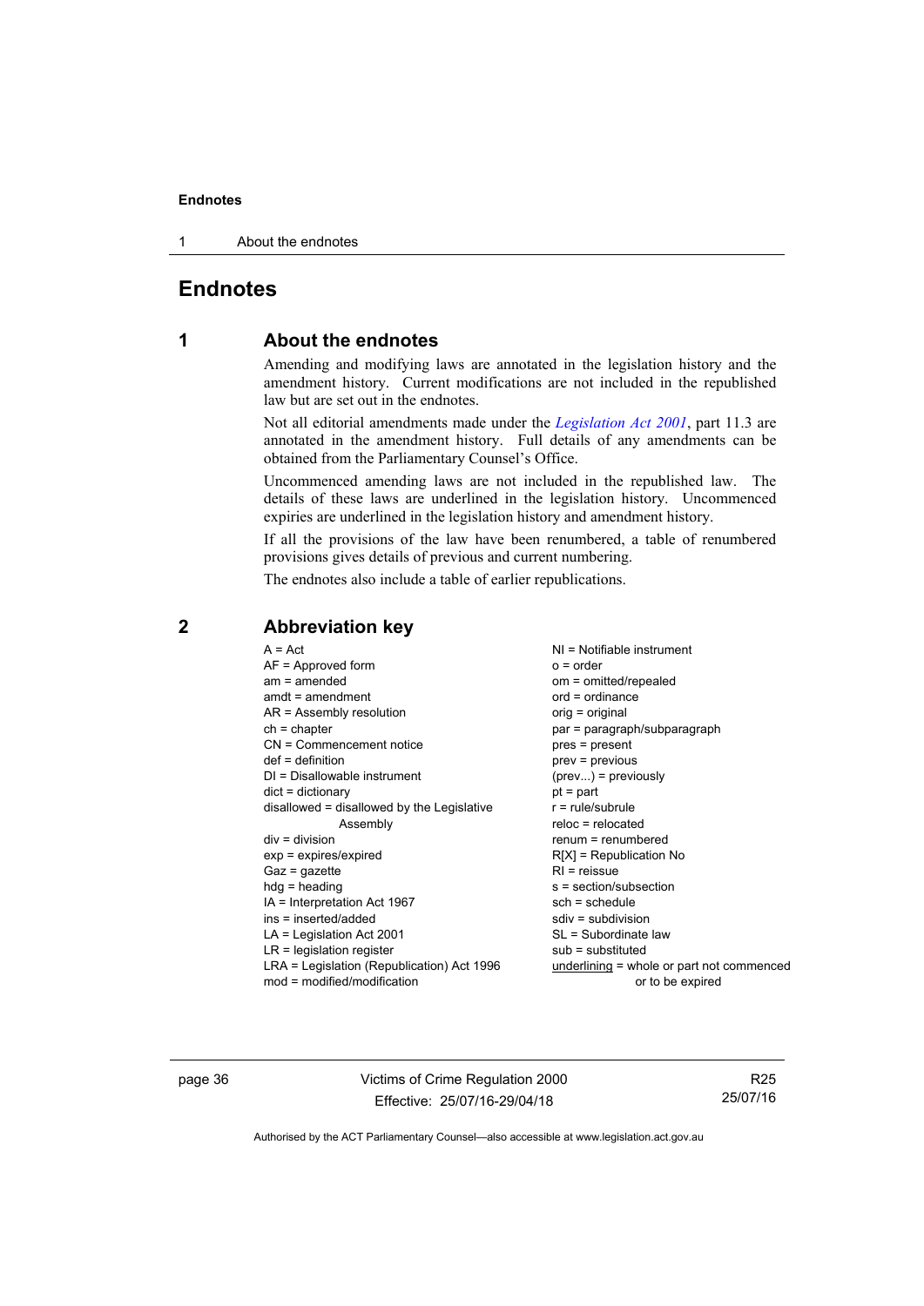# Endnotes

## 1 About the endnotes

Amending and modifying laws are annotated in the legislation history and the amendment history. Current modifications are not included in the republished law but are set out in the endnotes.

Not all editorial amendments made under the *Legislation Act 2001*, part 11.3 are annotated in the amendment history. Full details of any amendments can be obtained from the Parliamentary Counsel's Office.

Uncommenced amending laws are not included in the republished law. The details of these laws are underlined in the legislation history. Uncommenced expiries are underlined in the legislation history and amendment history.

If all the provisions of the law have been renumbered, a table of renumbered provisions gives details of previous and current numbering.

The endnotes also include a table of earlier republications.

## 2 Abbreviation key

A = Act
AF = Approved form
am = amended
amdt = amendment
AR = Assembly resolution
ch = chapter
CN = Commencement notice
def = definition
DI = Disallowable instrument
dict = dictionary
disallowed = disallowed by the Legislative Assembly
div = division
exp = expires/expired
Gaz = gazette
hdg = heading
IA = Interpretation Act 1967
ins = inserted/added
LA = Legislation Act 2001
LR = legislation register
LRA = Legislation (Republication) Act 1996
mod = modified/modification
NI = Notifiable instrument
o = order
om = omitted/repealed
ord = ordinance
orig = original
par = paragraph/subparagraph
pres = present
prev = previous
(prev...) = previously
pt = part
r = rule/subrule
reloc = relocated
renum = renumbered
R[X] = Republication No
RI = reissue
s = section/subsection
sch = schedule
sdiv = subdivision
SL = Subordinate law
sub = substituted
<u>underlining</u> = whole or part not commenced or to be expired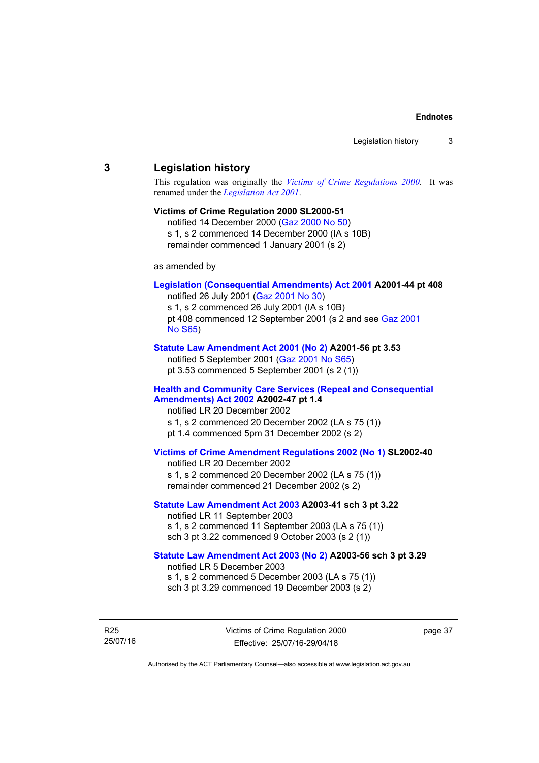## 3 Legislation history

This regulation was originally the *Victims of Crime Regulations 2000*. It was renamed under the *Legislation Act 2001*.

**Victims of Crime Regulation 2000 SL2000-51**

notified 14 December 2000 (Gaz 2000 No 50)

s 1, s 2 commenced 14 December 2000 (IA s 10B)

remainder commenced 1 January 2001 (s 2)

as amended by

**Legislation (Consequential Amendments) Act 2001 A2001-44 pt 408**

notified 26 July 2001 (Gaz 2001 No 30)

s 1, s 2 commenced 26 July 2001 (IA s 10B)

pt 408 commenced 12 September 2001 (s 2 and see Gaz 2001 No S65)

**Statute Law Amendment Act 2001 (No 2) A2001-56 pt 3.53**

notified 5 September 2001 (Gaz 2001 No S65)

pt 3.53 commenced 5 September 2001 (s 2 (1))

**Health and Community Care Services (Repeal and Consequential Amendments) Act 2002 A2002-47 pt 1.4**

notified LR 20 December 2002

s 1, s 2 commenced 20 December 2002 (LA s 75 (1))

pt 1.4 commenced 5pm 31 December 2002 (s 2)

**Victims of Crime Amendment Regulations 2002 (No 1) SL2002-40**

notified LR 20 December 2002

s 1, s 2 commenced 20 December 2002 (LA s 75 (1))

remainder commenced 21 December 2002 (s 2)

**Statute Law Amendment Act 2003 A2003-41 sch 3 pt 3.22**

notified LR 11 September 2003

s 1, s 2 commenced 11 September 2003 (LA s 75 (1))

sch 3 pt 3.22 commenced 9 October 2003 (s 2 (1))

**Statute Law Amendment Act 2003 (No 2) A2003-56 sch 3 pt 3.29**

notified LR 5 December 2003

s 1, s 2 commenced 5 December 2003 (LA s 75 (1))

sch 3 pt 3.29 commenced 19 December 2003 (s 2)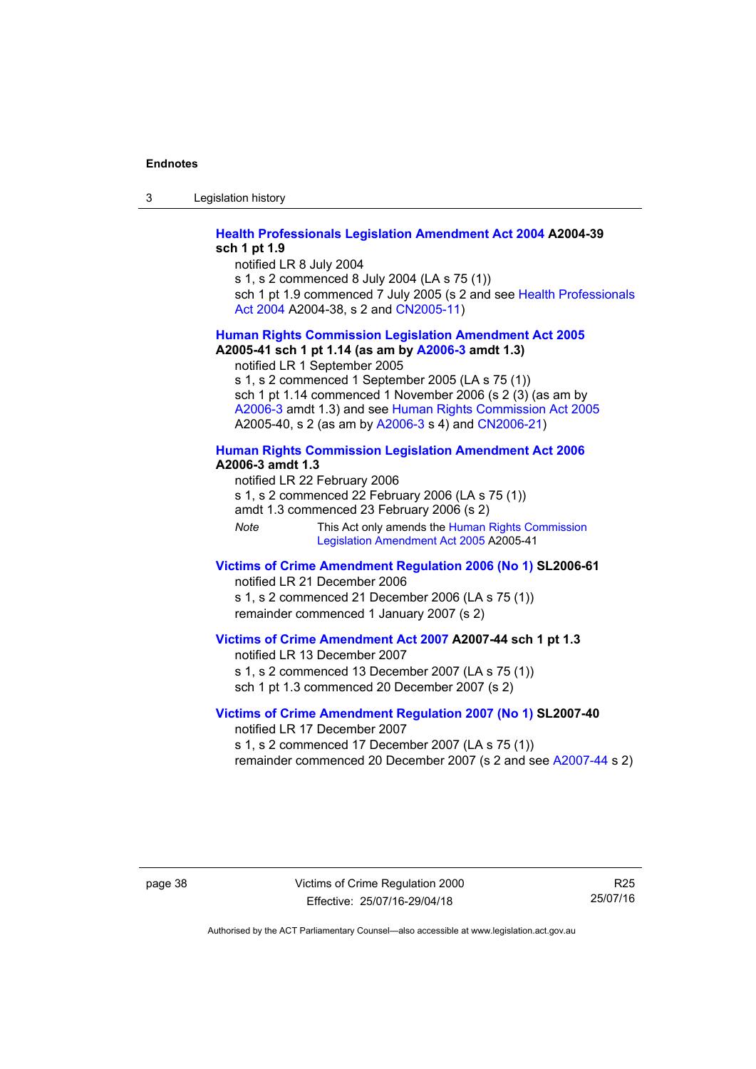**Health Professionals Legislation Amendment Act 2004 A2004-39 sch 1 pt 1.9**

notified LR 8 July 2004

s 1, s 2 commenced 8 July 2004 (LA s 75 (1))

sch 1 pt 1.9 commenced 7 July 2005 (s 2 and see Health Professionals Act 2004 A2004-38, s 2 and CN2005-11)

**Human Rights Commission Legislation Amendment Act 2005 A2005-41 sch 1 pt 1.14 (as am by A2006-3 amdt 1.3)**

notified LR 1 September 2005

s 1, s 2 commenced 1 September 2005 (LA s 75 (1))

sch 1 pt 1.14 commenced 1 November 2006 (s 2 (3) (as am by A2006-3 amdt 1.3) and see Human Rights Commission Act 2005 A2005-40, s 2 (as am by A2006-3 s 4) and CN2006-21)

**Human Rights Commission Legislation Amendment Act 2006 A2006-3 amdt 1.3**

notified LR 22 February 2006

s 1, s 2 commenced 22 February 2006 (LA s 75 (1))

amdt 1.3 commenced 23 February 2006 (s 2)

*Note* This Act only amends the Human Rights Commission Legislation Amendment Act 2005 A2005-41

**Victims of Crime Amendment Regulation 2006 (No 1) SL2006-61**

notified LR 21 December 2006

s 1, s 2 commenced 21 December 2006 (LA s 75 (1))

remainder commenced 1 January 2007 (s 2)

**Victims of Crime Amendment Act 2007 A2007-44 sch 1 pt 1.3**

notified LR 13 December 2007

s 1, s 2 commenced 13 December 2007 (LA s 75 (1))

sch 1 pt 1.3 commenced 20 December 2007 (s 2)

**Victims of Crime Amendment Regulation 2007 (No 1) SL2007-40**

notified LR 17 December 2007

s 1, s 2 commenced 17 December 2007 (LA s 75 (1))

remainder commenced 20 December 2007 (s 2 and see A2007-44 s 2)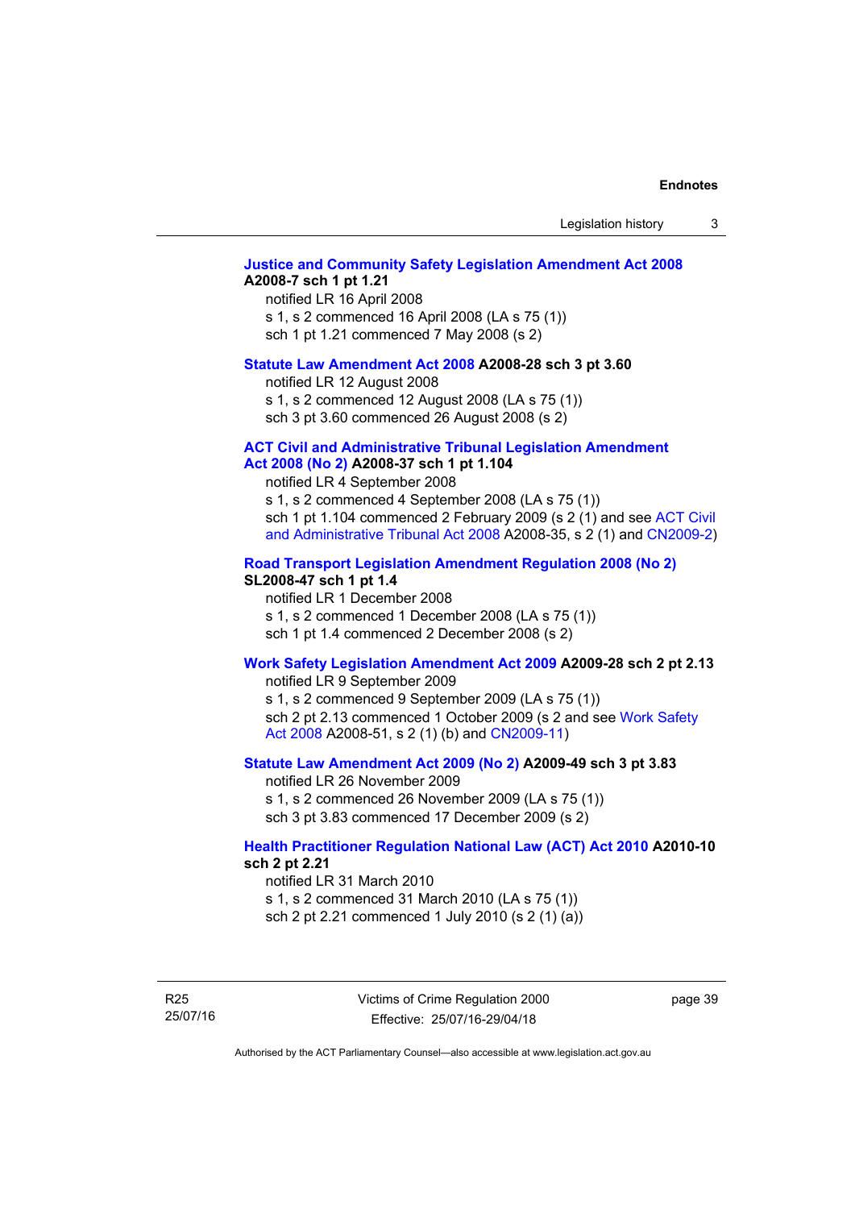**Justice and Community Safety Legislation Amendment Act 2008 A2008-7 sch 1 pt 1.21**

notified LR 16 April 2008
s 1, s 2 commenced 16 April 2008 (LA s 75 (1))
sch 1 pt 1.21 commenced 7 May 2008 (s 2)

**Statute Law Amendment Act 2008 A2008-28 sch 3 pt 3.60**

notified LR 12 August 2008
s 1, s 2 commenced 12 August 2008 (LA s 75 (1))
sch 3 pt 3.60 commenced 26 August 2008 (s 2)

**ACT Civil and Administrative Tribunal Legislation Amendment Act 2008 (No 2) A2008-37 sch 1 pt 1.104**

notified LR 4 September 2008
s 1, s 2 commenced 4 September 2008 (LA s 75 (1))
sch 1 pt 1.104 commenced 2 February 2009 (s 2 (1) and see ACT Civil and Administrative Tribunal Act 2008 A2008-35, s 2 (1) and CN2009-2)

**Road Transport Legislation Amendment Regulation 2008 (No 2) SL2008-47 sch 1 pt 1.4**

notified LR 1 December 2008
s 1, s 2 commenced 1 December 2008 (LA s 75 (1))
sch 1 pt 1.4 commenced 2 December 2008 (s 2)

**Work Safety Legislation Amendment Act 2009 A2009-28 sch 2 pt 2.13**

notified LR 9 September 2009
s 1, s 2 commenced 9 September 2009 (LA s 75 (1))
sch 2 pt 2.13 commenced 1 October 2009 (s 2 and see Work Safety Act 2008 A2008-51, s 2 (1) (b) and CN2009-11)

**Statute Law Amendment Act 2009 (No 2) A2009-49 sch 3 pt 3.83**

notified LR 26 November 2009
s 1, s 2 commenced 26 November 2009 (LA s 75 (1))
sch 3 pt 3.83 commenced 17 December 2009 (s 2)

**Health Practitioner Regulation National Law (ACT) Act 2010 A2010-10 sch 2 pt 2.21**

notified LR 31 March 2010
s 1, s 2 commenced 31 March 2010 (LA s 75 (1))
sch 2 pt 2.21 commenced 1 July 2010 (s 2 (1) (a))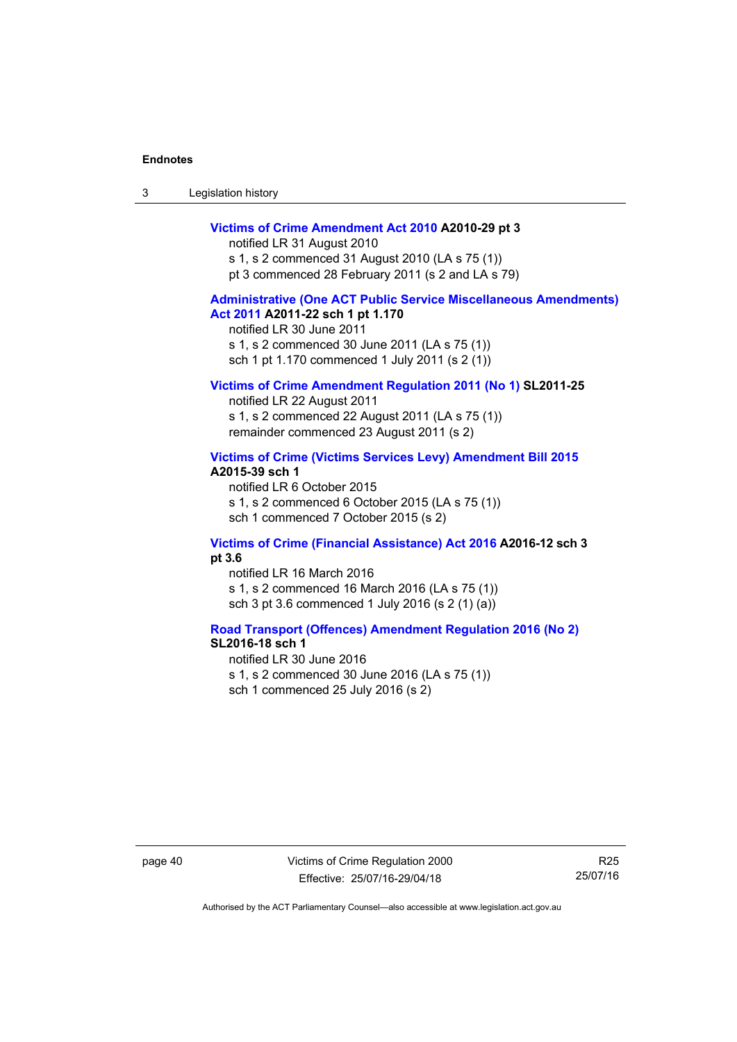**Victims of Crime Amendment Act 2010 A2010-29 pt 3**

notified LR 31 August 2010
s 1, s 2 commenced 31 August 2010 (LA s 75 (1))
pt 3 commenced 28 February 2011 (s 2 and LA s 79)

**Administrative (One ACT Public Service Miscellaneous Amendments) Act 2011 A2011-22 sch 1 pt 1.170**

notified LR 30 June 2011
s 1, s 2 commenced 30 June 2011 (LA s 75 (1))
sch 1 pt 1.170 commenced 1 July 2011 (s 2 (1))

**Victims of Crime Amendment Regulation 2011 (No 1) SL2011-25**

notified LR 22 August 2011
s 1, s 2 commenced 22 August 2011 (LA s 75 (1))
remainder commenced 23 August 2011 (s 2)

**Victims of Crime (Victims Services Levy) Amendment Bill 2015 A2015-39 sch 1**

notified LR 6 October 2015
s 1, s 2 commenced 6 October 2015 (LA s 75 (1))
sch 1 commenced 7 October 2015 (s 2)

**Victims of Crime (Financial Assistance) Act 2016 A2016-12 sch 3 pt 3.6**

notified LR 16 March 2016
s 1, s 2 commenced 16 March 2016 (LA s 75 (1))
sch 3 pt 3.6 commenced 1 July 2016 (s 2 (1) (a))

**Road Transport (Offences) Amendment Regulation 2016 (No 2) SL2016-18 sch 1**

notified LR 30 June 2016
s 1, s 2 commenced 30 June 2016 (LA s 75 (1))
sch 1 commenced 25 July 2016 (s 2)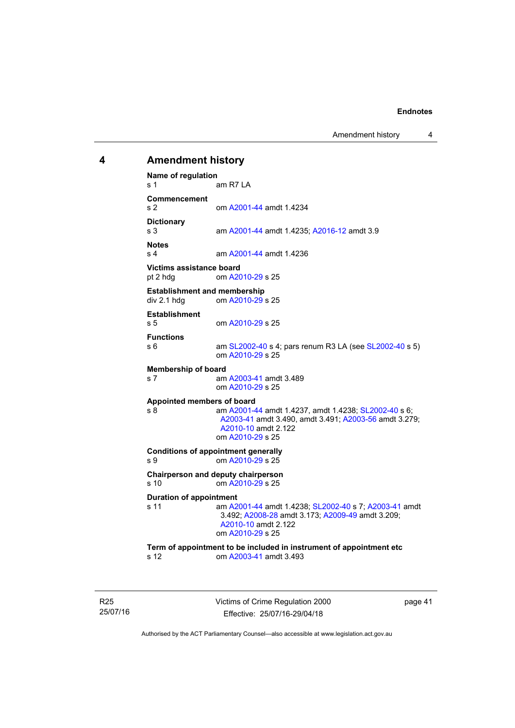# 4 Amendment history

**Name of regulation**
s 1 am R7 LA

**Commencement**
s 2 om A2001-44 amdt 1.4234

**Dictionary**
s 3 am A2001-44 amdt 1.4235; A2016-12 amdt 3.9

**Notes**
s 4 am A2001-44 amdt 1.4236

**Victims assistance board**
pt 2 hdg om A2010-29 s 25

**Establishment and membership**
div 2.1 hdg om A2010-29 s 25

**Establishment**
s 5 om A2010-29 s 25

**Functions**
s 6 am SL2002-40 s 4; pars renum R3 LA (see SL2002-40 s 5)
om A2010-29 s 25

**Membership of board**
s 7 am A2003-41 amdt 3.489
om A2010-29 s 25

**Appointed members of board**
s 8 am A2001-44 amdt 1.4237, amdt 1.4238; SL2002-40 s 6; A2003-41 amdt 3.490, amdt 3.491; A2003-56 amdt 3.279; A2010-10 amdt 2.122
om A2010-29 s 25

**Conditions of appointment generally**
s 9 om A2010-29 s 25

**Chairperson and deputy chairperson**
s 10 om A2010-29 s 25

**Duration of appointment**
s 11 am A2001-44 amdt 1.4238; SL2002-40 s 7; A2003-41 amdt 3.492; A2008-28 amdt 3.173; A2009-49 amdt 3.209; A2010-10 amdt 2.122
om A2010-29 s 25

**Term of appointment to be included in instrument of appointment etc**
s 12 om A2003-41 amdt 3.493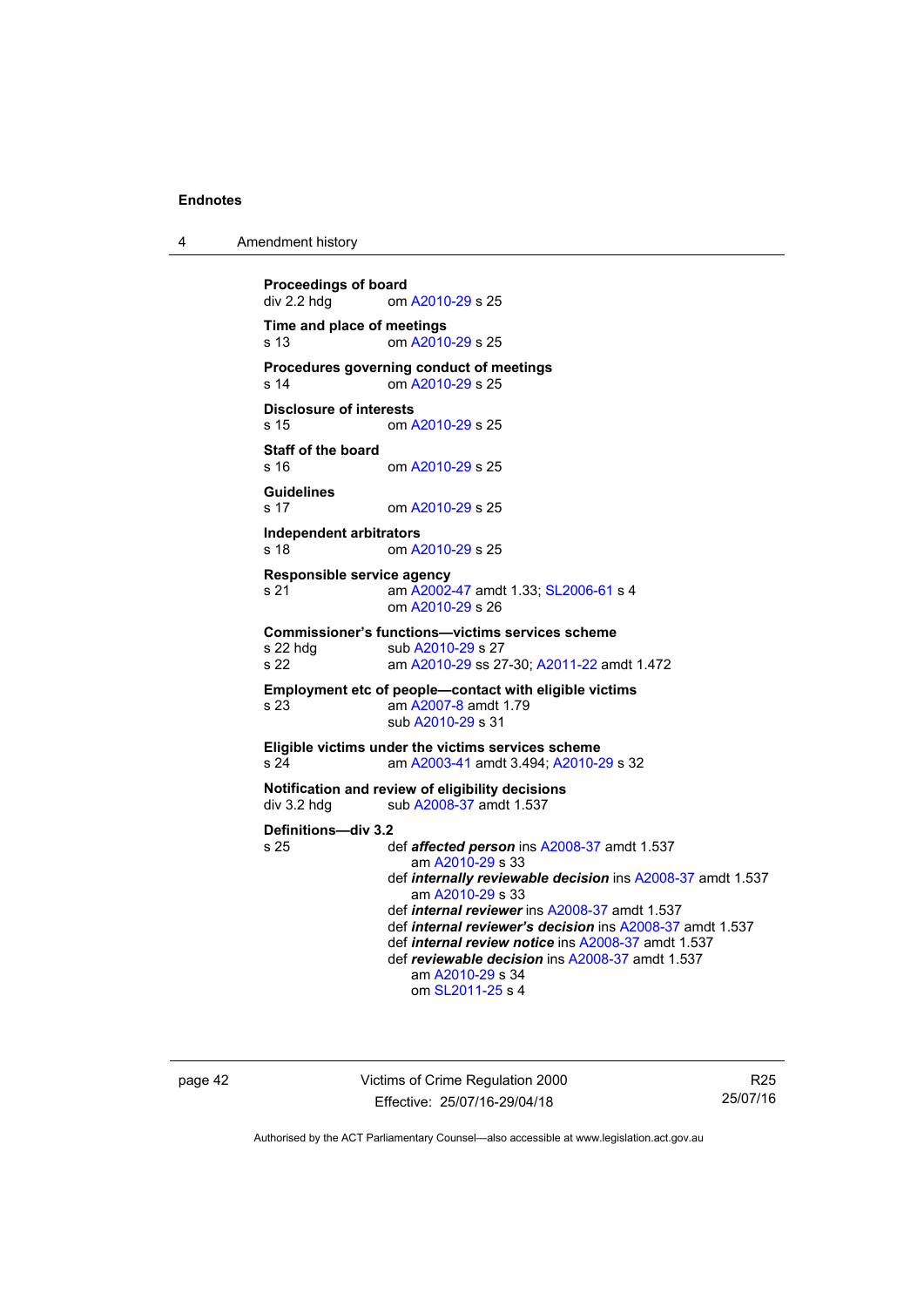**Proceedings of board**
div 2.2 hdg om A2010-29 s 25

**Time and place of meetings**
s 13 om A2010-29 s 25

**Procedures governing conduct of meetings**
s 14 om A2010-29 s 25

**Disclosure of interests**
s 15 om A2010-29 s 25

**Staff of the board**
s 16 om A2010-29 s 25

**Guidelines**
s 17 om A2010-29 s 25

**Independent arbitrators**
s 18 om A2010-29 s 25

**Responsible service agency**
s 21 am A2002-47 amdt 1.33; SL2006-61 s 4
om A2010-29 s 26

**Commissioner's functions—victims services scheme**
s 22 hdg sub A2010-29 s 27
s 22 am A2010-29 ss 27-30; A2011-22 amdt 1.472

**Employment etc of people—contact with eligible victims**
s 23 am A2007-8 amdt 1.79
sub A2010-29 s 31

**Eligible victims under the victims services scheme**
s 24 am A2003-41 amdt 3.494; A2010-29 s 32

**Notification and review of eligibility decisions**
div 3.2 hdg sub A2008-37 amdt 1.537

**Definitions—div 3.2**
s 25 def ***affected person*** ins A2008-37 amdt 1.537
am A2010-29 s 33
def ***internally reviewable decision*** ins A2008-37 amdt 1.537
am A2010-29 s 33
def ***internal reviewer*** ins A2008-37 amdt 1.537
def ***internal reviewer's decision*** ins A2008-37 amdt 1.537
def ***internal review notice*** ins A2008-37 amdt 1.537
def ***reviewable decision*** ins A2008-37 amdt 1.537
am A2010-29 s 34
om SL2011-25 s 4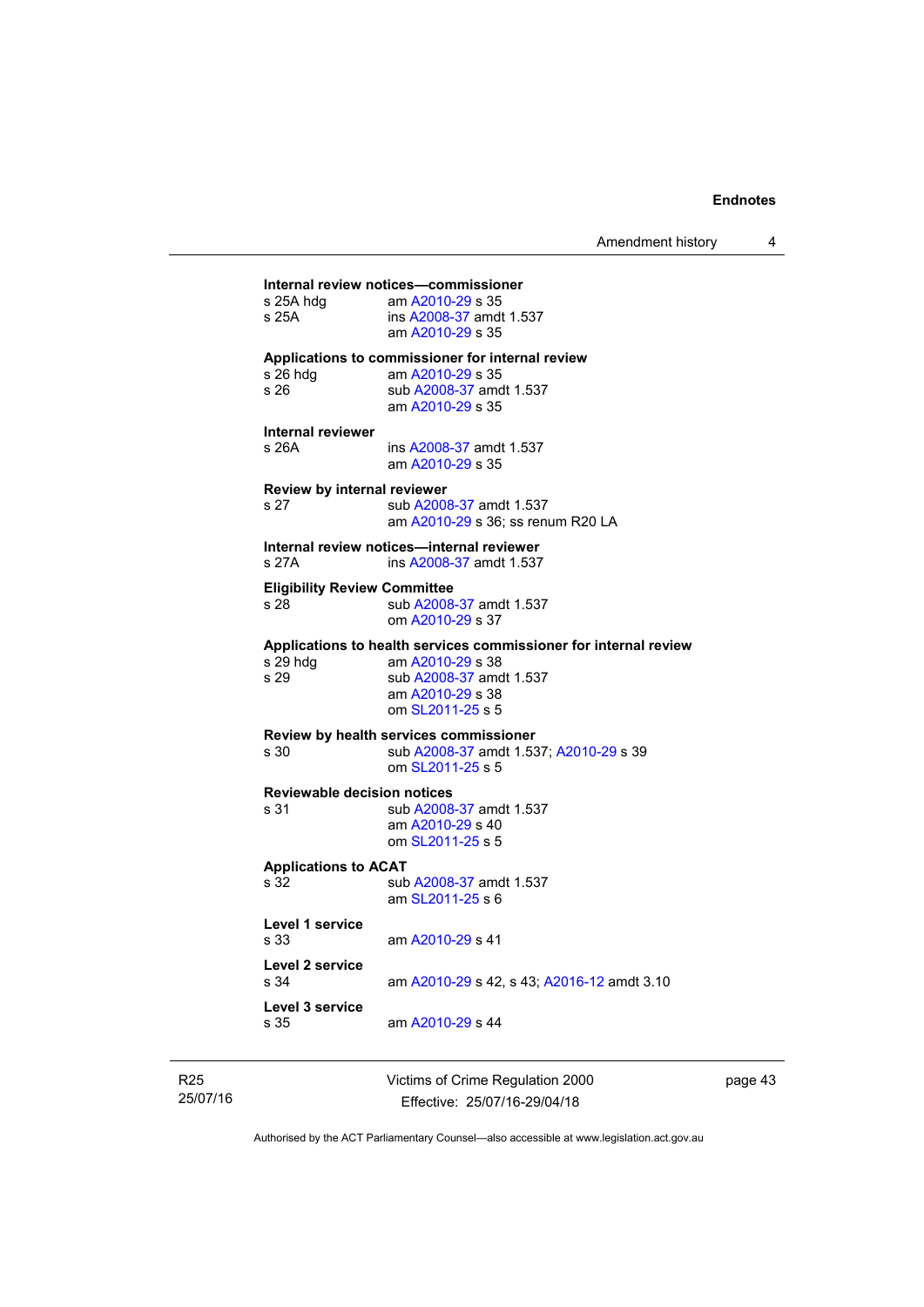**Internal review notices—commissioner**

s 25A hdg am A2010-29 s 35

s 25A ins A2008-37 amdt 1.537
am A2010-29 s 35

**Applications to commissioner for internal review**

s 26 hdg am A2010-29 s 35

s 26 sub A2008-37 amdt 1.537
am A2010-29 s 35

**Internal reviewer**

s 26A ins A2008-37 amdt 1.537
am A2010-29 s 35

**Review by internal reviewer**

s 27 sub A2008-37 amdt 1.537
am A2010-29 s 36; ss renum R20 LA

**Internal review notices—internal reviewer**

s 27A ins A2008-37 amdt 1.537

**Eligibility Review Committee**

s 28 sub A2008-37 amdt 1.537
om A2010-29 s 37

**Applications to health services commissioner for internal review**

s 29 hdg am A2010-29 s 38

s 29 sub A2008-37 amdt 1.537
am A2010-29 s 38
om SL2011-25 s 5

**Review by health services commissioner**

s 30 sub A2008-37 amdt 1.537; A2010-29 s 39
om SL2011-25 s 5

**Reviewable decision notices**

s 31 sub A2008-37 amdt 1.537
am A2010-29 s 40
om SL2011-25 s 5

**Applications to ACAT**

s 32 sub A2008-37 amdt 1.537
am SL2011-25 s 6

**Level 1 service**

s 33 am A2010-29 s 41

**Level 2 service**

s 34 am A2010-29 s 42, s 43; A2016-12 amdt 3.10

**Level 3 service**

s 35 am A2010-29 s 44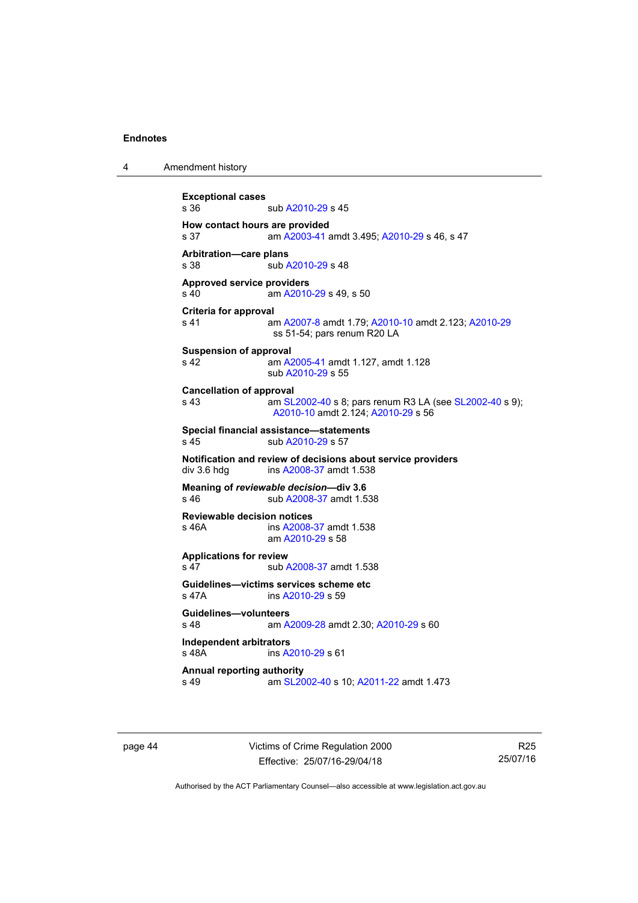**Exceptional cases**
s 36 sub A2010-29 s 45

**How contact hours are provided**
s 37 am A2003-41 amdt 3.495; A2010-29 s 46, s 47

**Arbitration—care plans**
s 38 sub A2010-29 s 48

**Approved service providers**
s 40 am A2010-29 s 49, s 50

**Criteria for approval**
s 41 am A2007-8 amdt 1.79; A2010-10 amdt 2.123; A2010-29 ss 51-54; pars renum R20 LA

**Suspension of approval**
s 42 am A2005-41 amdt 1.127, amdt 1.128
sub A2010-29 s 55

**Cancellation of approval**
s 43 am SL2002-40 s 8; pars renum R3 LA (see SL2002-40 s 9); A2010-10 amdt 2.124; A2010-29 s 56

**Special financial assistance—statements**
s 45 sub A2010-29 s 57

**Notification and review of decisions about service providers**
div 3.6 hdg ins A2008-37 amdt 1.538

**Meaning of *reviewable decision*—div 3.6**
s 46 sub A2008-37 amdt 1.538

**Reviewable decision notices**
s 46A ins A2008-37 amdt 1.538
am A2010-29 s 58

**Applications for review**
s 47 sub A2008-37 amdt 1.538

**Guidelines—victims services scheme etc**
s 47A ins A2010-29 s 59

**Guidelines—volunteers**
s 48 am A2009-28 amdt 2.30; A2010-29 s 60

**Independent arbitrators**
s 48A ins A2010-29 s 61

**Annual reporting authority**
s 49 am SL2002-40 s 10; A2011-22 amdt 1.473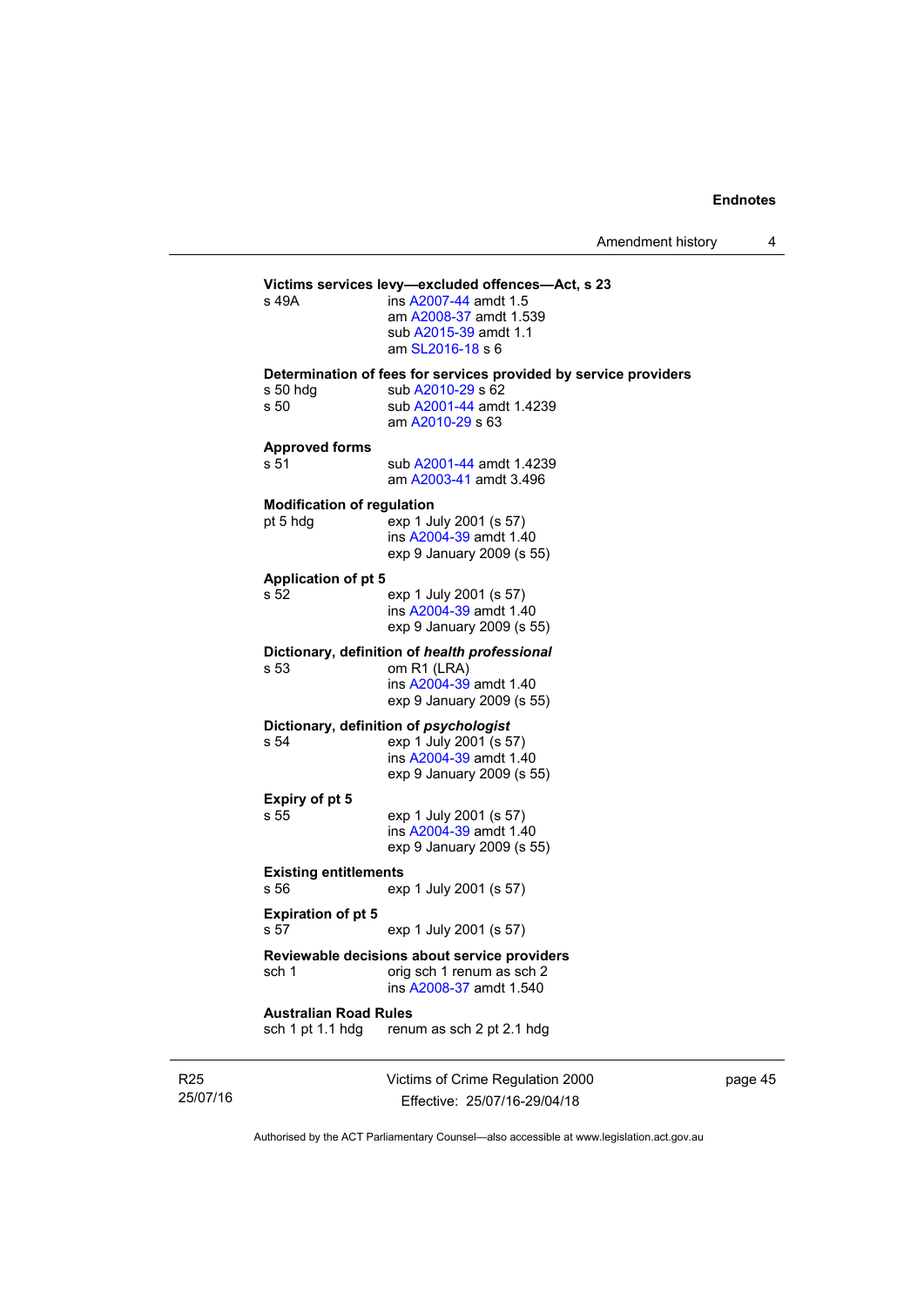**Victims services levy—excluded offences—Act, s 23**

s 49A — ins A2007-44 amdt 1.5
am A2008-37 amdt 1.539
sub A2015-39 amdt 1.1
am SL2016-18 s 6

**Determination of fees for services provided by service providers**

s 50 hdg — sub A2010-29 s 62

s 50 — sub A2001-44 amdt 1.4239
am A2010-29 s 63

**Approved forms**

s 51 — sub A2001-44 amdt 1.4239
am A2003-41 amdt 3.496

**Modification of regulation**

pt 5 hdg — exp 1 July 2001 (s 57)
ins A2004-39 amdt 1.40
exp 9 January 2009 (s 55)

**Application of pt 5**

s 52 — exp 1 July 2001 (s 57)
ins A2004-39 amdt 1.40
exp 9 January 2009 (s 55)

**Dictionary, definition of *health professional***

s 53 — om R1 (LRA)
ins A2004-39 amdt 1.40
exp 9 January 2009 (s 55)

**Dictionary, definition of *psychologist***

s 54 — exp 1 July 2001 (s 57)
ins A2004-39 amdt 1.40
exp 9 January 2009 (s 55)

**Expiry of pt 5**

s 55 — exp 1 July 2001 (s 57)
ins A2004-39 amdt 1.40
exp 9 January 2009 (s 55)

**Existing entitlements**

s 56 — exp 1 July 2001 (s 57)

**Expiration of pt 5**

s 57 — exp 1 July 2001 (s 57)

**Reviewable decisions about service providers**

sch 1 — orig sch 1 renum as sch 2
ins A2008-37 amdt 1.540

**Australian Road Rules**

sch 1 pt 1.1 hdg — renum as sch 2 pt 2.1 hdg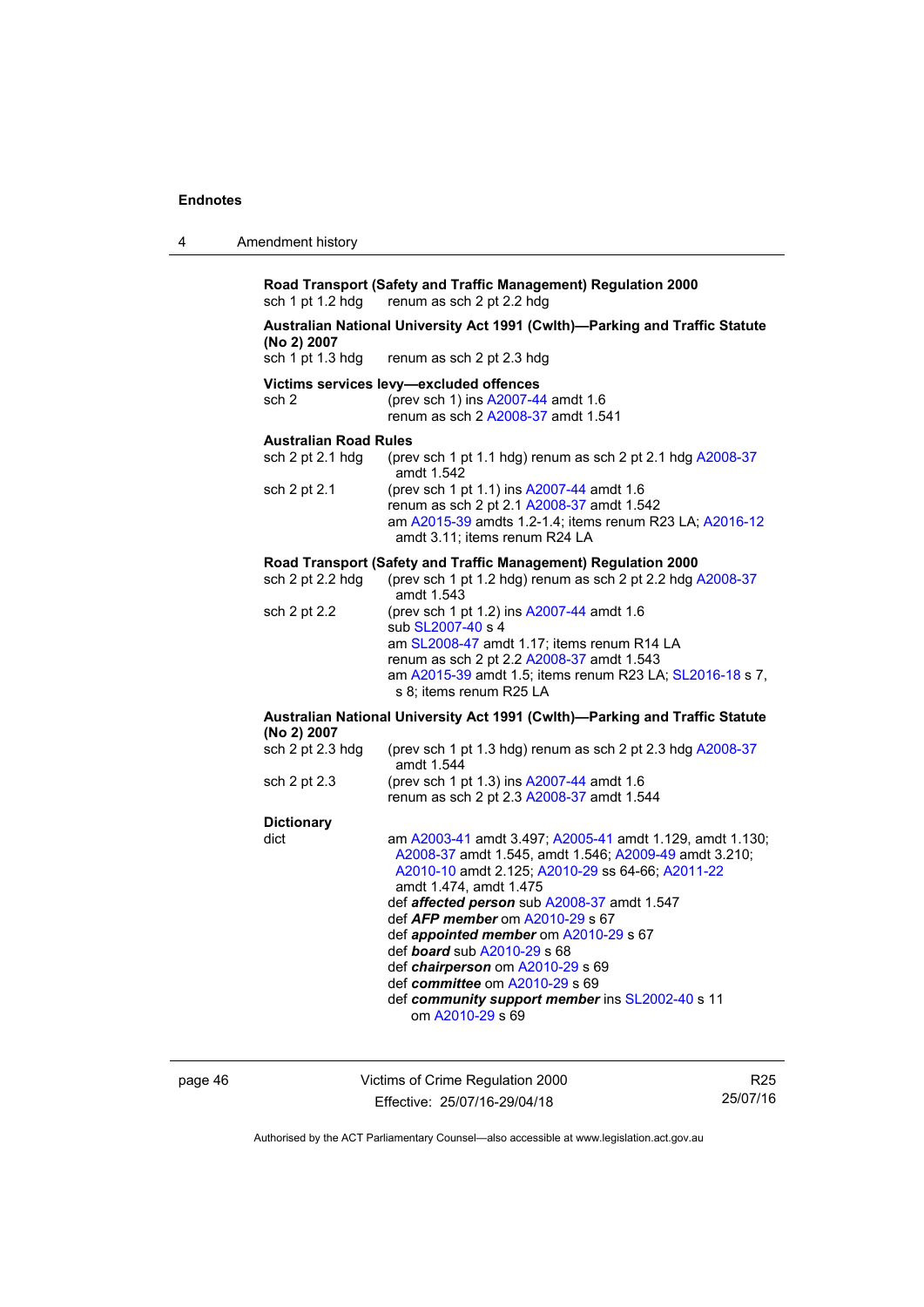**Road Transport (Safety and Traffic Management) Regulation 2000**

sch 1 pt 1.2 hdg renum as sch 2 pt 2.2 hdg

**Australian National University Act 1991 (Cwlth)—Parking and Traffic Statute (No 2) 2007**

sch 1 pt 1.3 hdg renum as sch 2 pt 2.3 hdg

**Victims services levy—excluded offences**

sch 2 (prev sch 1) ins A2007-44 amdt 1.6
renum as sch 2 A2008-37 amdt 1.541

**Australian Road Rules**

sch 2 pt 2.1 hdg (prev sch 1 pt 1.1 hdg) renum as sch 2 pt 2.1 hdg A2008-37 amdt 1.542

sch 2 pt 2.1 (prev sch 1 pt 1.1) ins A2007-44 amdt 1.6
renum as sch 2 pt 2.1 A2008-37 amdt 1.542
am A2015-39 amdts 1.2-1.4; items renum R23 LA; A2016-12 amdt 3.11; items renum R24 LA

**Road Transport (Safety and Traffic Management) Regulation 2000**

sch 2 pt 2.2 hdg (prev sch 1 pt 1.2 hdg) renum as sch 2 pt 2.2 hdg A2008-37 amdt 1.543

sch 2 pt 2.2 (prev sch 1 pt 1.2) ins A2007-44 amdt 1.6
sub SL2007-40 s 4
am SL2008-47 amdt 1.17; items renum R14 LA
renum as sch 2 pt 2.2 A2008-37 amdt 1.543
am A2015-39 amdt 1.5; items renum R23 LA; SL2016-18 s 7, s 8; items renum R25 LA

**Australian National University Act 1991 (Cwlth)—Parking and Traffic Statute (No 2) 2007**

sch 2 pt 2.3 hdg (prev sch 1 pt 1.3 hdg) renum as sch 2 pt 2.3 hdg A2008-37 amdt 1.544

sch 2 pt 2.3 (prev sch 1 pt 1.3) ins A2007-44 amdt 1.6
renum as sch 2 pt 2.3 A2008-37 amdt 1.544

**Dictionary**

dict am A2003-41 amdt 3.497; A2005-41 amdt 1.129, amdt 1.130; A2008-37 amdt 1.545, amdt 1.546; A2009-49 amdt 3.210; A2010-10 amdt 2.125; A2010-29 ss 64-66; A2011-22 amdt 1.474, amdt 1.475
def ***affected person*** sub A2008-37 amdt 1.547
def ***AFP member*** om A2010-29 s 67
def ***appointed member*** om A2010-29 s 67
def ***board*** sub A2010-29 s 68
def ***chairperson*** om A2010-29 s 69
def ***committee*** om A2010-29 s 69
def ***community support member*** ins SL2002-40 s 11
om A2010-29 s 69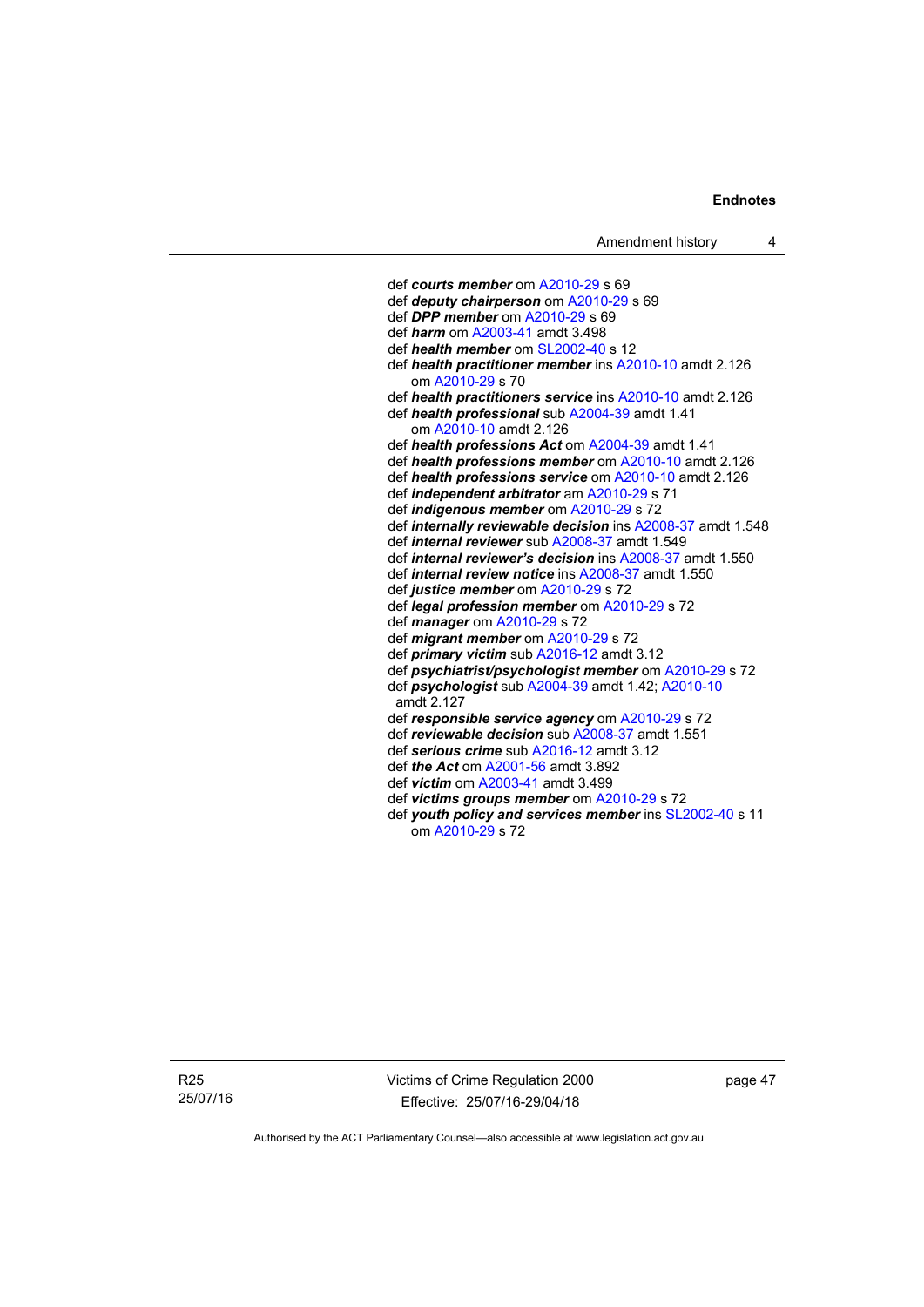def ***courts member*** om A2010-29 s 69
def ***deputy chairperson*** om A2010-29 s 69
def ***DPP member*** om A2010-29 s 69
def ***harm*** om A2003-41 amdt 3.498
def ***health member*** om SL2002-40 s 12
def ***health practitioner member*** ins A2010-10 amdt 2.126
  om A2010-29 s 70
def ***health practitioners service*** ins A2010-10 amdt 2.126
def ***health professional*** sub A2004-39 amdt 1.41
  om A2010-10 amdt 2.126
def ***health professions Act*** om A2004-39 amdt 1.41
def ***health professions member*** om A2010-10 amdt 2.126
def ***health professions service*** om A2010-10 amdt 2.126
def ***independent arbitrator*** am A2010-29 s 71
def ***indigenous member*** om A2010-29 s 72
def ***internally reviewable decision*** ins A2008-37 amdt 1.548
def ***internal reviewer*** sub A2008-37 amdt 1.549
def ***internal reviewer's decision*** ins A2008-37 amdt 1.550
def ***internal review notice*** ins A2008-37 amdt 1.550
def ***justice member*** om A2010-29 s 72
def ***legal profession member*** om A2010-29 s 72
def ***manager*** om A2010-29 s 72
def ***migrant member*** om A2010-29 s 72
def ***primary victim*** sub A2016-12 amdt 3.12
def ***psychiatrist/psychologist member*** om A2010-29 s 72
def ***psychologist*** sub A2004-39 amdt 1.42; A2010-10 amdt 2.127
def ***responsible service agency*** om A2010-29 s 72
def ***reviewable decision*** sub A2008-37 amdt 1.551
def ***serious crime*** sub A2016-12 amdt 3.12
def ***the Act*** om A2001-56 amdt 3.892
def ***victim*** om A2003-41 amdt 3.499
def ***victims groups member*** om A2010-29 s 72
def ***youth policy and services member*** ins SL2002-40 s 11
  om A2010-29 s 72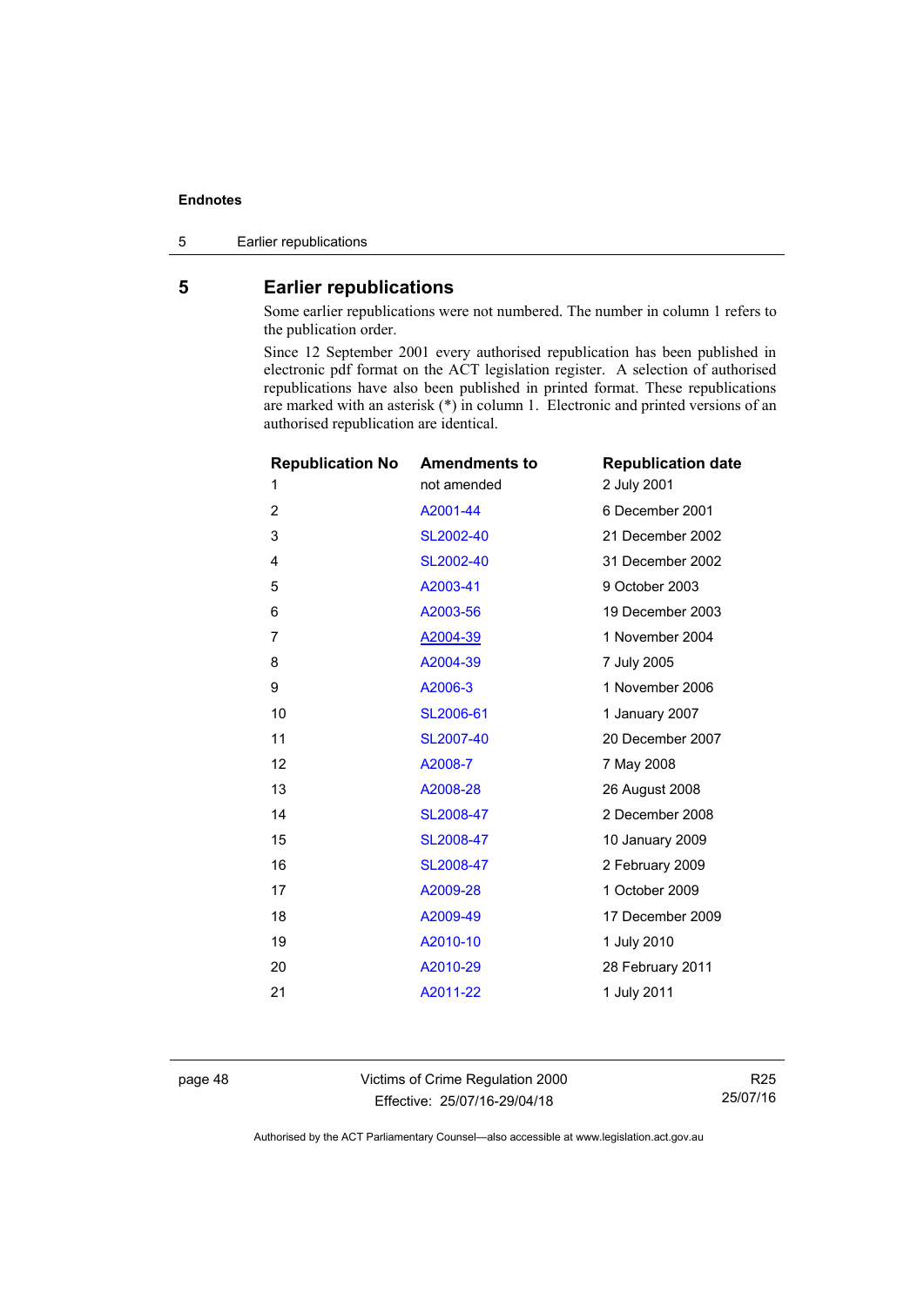## 5 Earlier republications

Some earlier republications were not numbered. The number in column 1 refers to the publication order.

Since 12 September 2001 every authorised republication has been published in electronic pdf format on the ACT legislation register. A selection of authorised republications have also been published in printed format. These republications are marked with an asterisk (*) in column 1. Electronic and printed versions of an authorised republication are identical.

| Republication No | Amendments to | Republication date |
|---|---|---|
| 1 | not amended | 2 July 2001 |
| 2 | A2001-44 | 6 December 2001 |
| 3 | SL2002-40 | 21 December 2002 |
| 4 | SL2002-40 | 31 December 2002 |
| 5 | A2003-41 | 9 October 2003 |
| 6 | A2003-56 | 19 December 2003 |
| 7 | A2004-39 | 1 November 2004 |
| 8 | A2004-39 | 7 July 2005 |
| 9 | A2006-3 | 1 November 2006 |
| 10 | SL2006-61 | 1 January 2007 |
| 11 | SL2007-40 | 20 December 2007 |
| 12 | A2008-7 | 7 May 2008 |
| 13 | A2008-28 | 26 August 2008 |
| 14 | SL2008-47 | 2 December 2008 |
| 15 | SL2008-47 | 10 January 2009 |
| 16 | SL2008-47 | 2 February 2009 |
| 17 | A2009-28 | 1 October 2009 |
| 18 | A2009-49 | 17 December 2009 |
| 19 | A2010-10 | 1 July 2010 |
| 20 | A2010-29 | 28 February 2011 |
| 21 | A2011-22 | 1 July 2011 |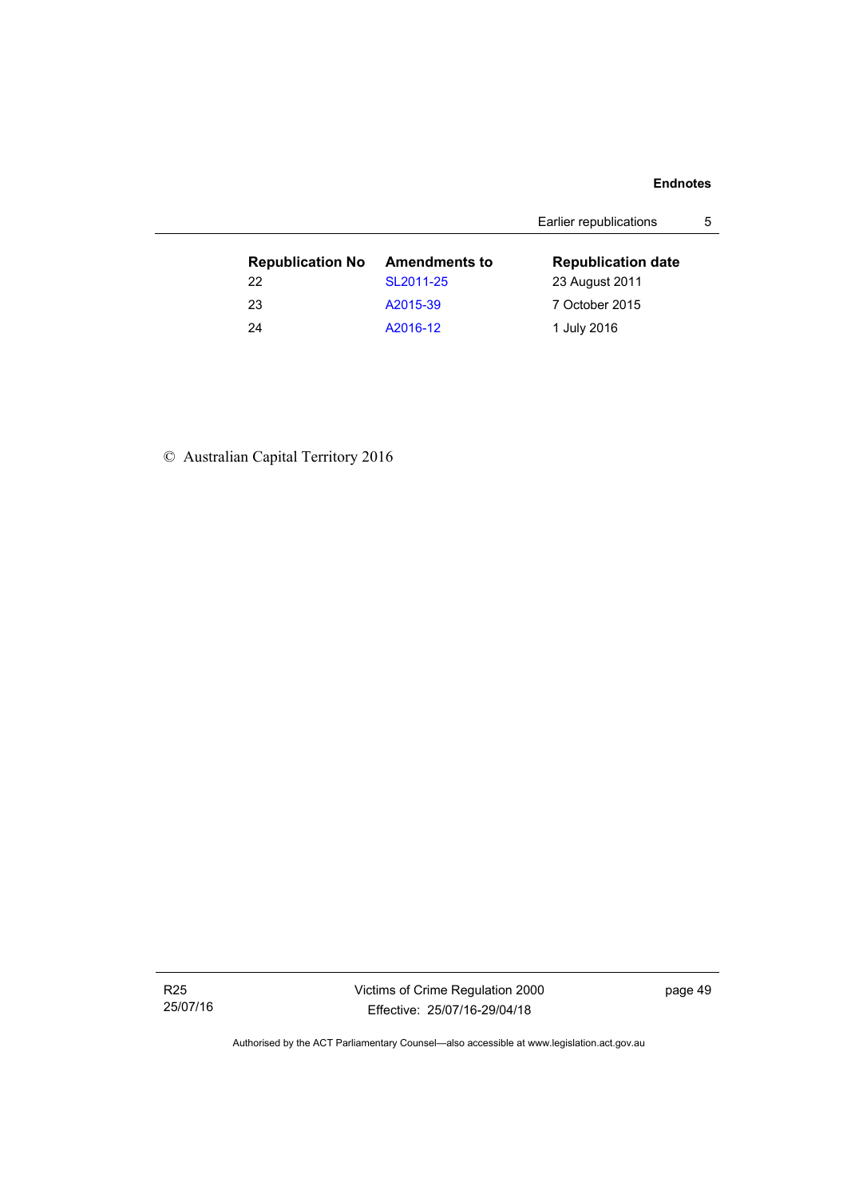| Republication No | Amendments to | Republication date |
|---|---|---|
| 22 | SL2011-25 | 23 August 2011 |
| 23 | A2015-39 | 7 October 2015 |
| 24 | A2016-12 | 1 July 2016 |

© Australian Capital Territory 2016